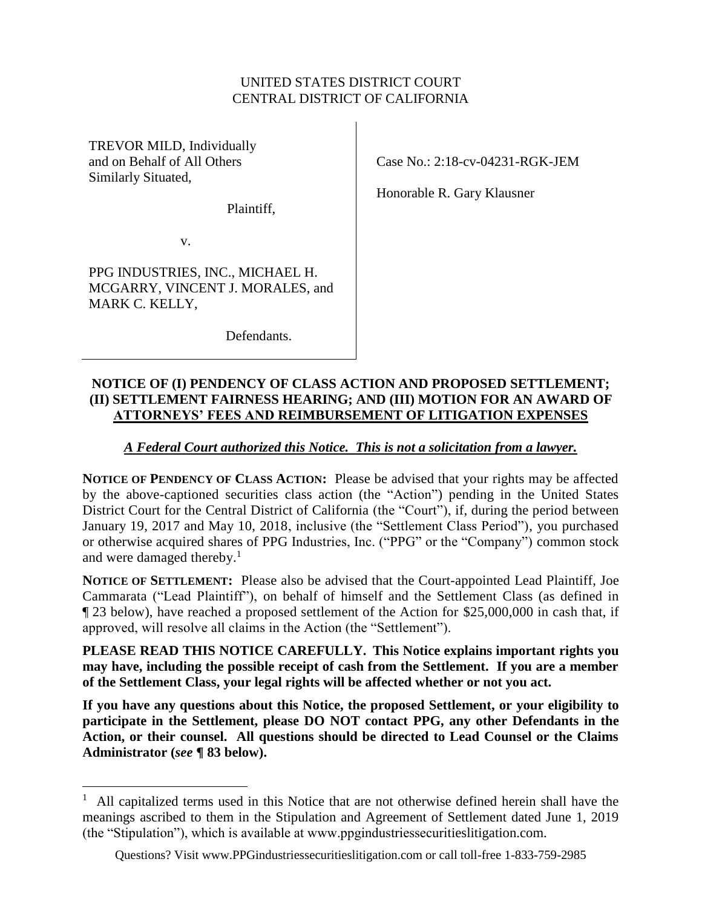UNITED STATES DISTRICT COURT
CENTRAL DISTRICT OF CALIFORNIA

| | |
|---|---|
| TREVOR MILD, Individually and on Behalf of All Others Similarly Situated,<br><br>Plaintiff,<br><br>v.<br><br>PPG INDUSTRIES, INC., MICHAEL H. MCGARRY, VINCENT J. MORALES, and MARK C. KELLY,<br><br>Defendants. | Case No.: 2:18-cv-04231-RGK-JEM<br><br>Honorable R. Gary Klausner |

## NOTICE OF (I) PENDENCY OF CLASS ACTION AND PROPOSED SETTLEMENT; (II) SETTLEMENT FAIRNESS HEARING; AND (III) MOTION FOR AN AWARD OF ATTORNEYS' FEES AND REIMBURSEMENT OF LITIGATION EXPENSES

***A Federal Court authorized this Notice. This is not a solicitation from a lawyer.***

**NOTICE OF PENDENCY OF CLASS ACTION:** Please be advised that your rights may be affected by the above-captioned securities class action (the "Action") pending in the United States District Court for the Central District of California (the "Court"), if, during the period between January 19, 2017 and May 10, 2018, inclusive (the "Settlement Class Period"), you purchased or otherwise acquired shares of PPG Industries, Inc. ("PPG" or the "Company") common stock and were damaged thereby.[1]

**NOTICE OF SETTLEMENT:** Please also be advised that the Court-appointed Lead Plaintiff, Joe Cammarata ("Lead Plaintiff"), on behalf of himself and the Settlement Class (as defined in ¶ 23 below), have reached a proposed settlement of the Action for $25,000,000 in cash that, if approved, will resolve all claims in the Action (the "Settlement").

**PLEASE READ THIS NOTICE CAREFULLY. This Notice explains important rights you may have, including the possible receipt of cash from the Settlement. If you are a member of the Settlement Class, your legal rights will be affected whether or not you act.**

**If you have any questions about this Notice, the proposed Settlement, or your eligibility to participate in the Settlement, please DO NOT contact PPG, any other Defendants in the Action, or their counsel. All questions should be directed to Lead Counsel or the Claims Administrator (*see* ¶ 83 below).**

[1] All capitalized terms used in this Notice that are not otherwise defined herein shall have the meanings ascribed to them in the Stipulation and Agreement of Settlement dated June 1, 2019 (the "Stipulation"), which is available at www.ppgindustriessecuritieslitigation.com.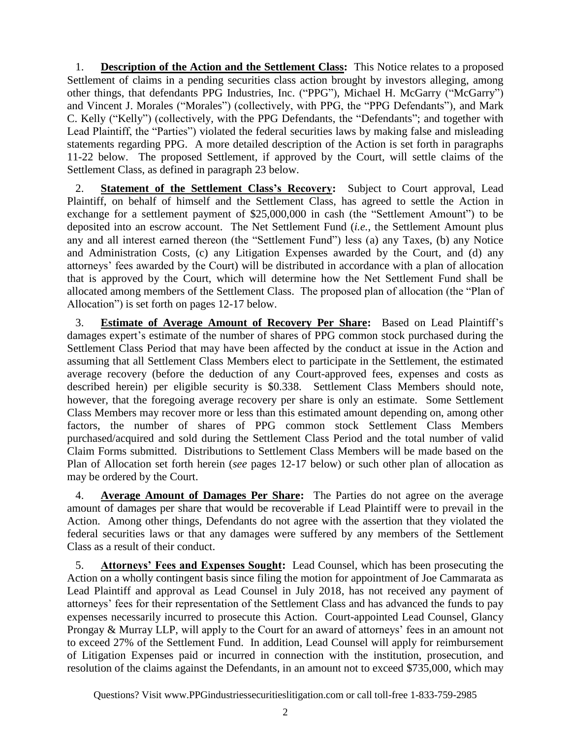1. **Description of the Action and the Settlement Class:** This Notice relates to a proposed Settlement of claims in a pending securities class action brought by investors alleging, among other things, that defendants PPG Industries, Inc. ("PPG"), Michael H. McGarry ("McGarry") and Vincent J. Morales ("Morales") (collectively, with PPG, the "PPG Defendants"), and Mark C. Kelly ("Kelly") (collectively, with the PPG Defendants, the "Defendants"; and together with Lead Plaintiff, the "Parties") violated the federal securities laws by making false and misleading statements regarding PPG. A more detailed description of the Action is set forth in paragraphs 11-22 below. The proposed Settlement, if approved by the Court, will settle claims of the Settlement Class, as defined in paragraph 23 below.

2. **Statement of the Settlement Class's Recovery:** Subject to Court approval, Lead Plaintiff, on behalf of himself and the Settlement Class, has agreed to settle the Action in exchange for a settlement payment of $25,000,000 in cash (the "Settlement Amount") to be deposited into an escrow account. The Net Settlement Fund (*i.e.*, the Settlement Amount plus any and all interest earned thereon (the "Settlement Fund") less (a) any Taxes, (b) any Notice and Administration Costs, (c) any Litigation Expenses awarded by the Court, and (d) any attorneys' fees awarded by the Court) will be distributed in accordance with a plan of allocation that is approved by the Court, which will determine how the Net Settlement Fund shall be allocated among members of the Settlement Class. The proposed plan of allocation (the "Plan of Allocation") is set forth on pages 12-17 below.

3. **Estimate of Average Amount of Recovery Per Share:** Based on Lead Plaintiff's damages expert's estimate of the number of shares of PPG common stock purchased during the Settlement Class Period that may have been affected by the conduct at issue in the Action and assuming that all Settlement Class Members elect to participate in the Settlement, the estimated average recovery (before the deduction of any Court-approved fees, expenses and costs as described herein) per eligible security is $0.338. Settlement Class Members should note, however, that the foregoing average recovery per share is only an estimate. Some Settlement Class Members may recover more or less than this estimated amount depending on, among other factors, the number of shares of PPG common stock Settlement Class Members purchased/acquired and sold during the Settlement Class Period and the total number of valid Claim Forms submitted. Distributions to Settlement Class Members will be made based on the Plan of Allocation set forth herein (*see* pages 12-17 below) or such other plan of allocation as may be ordered by the Court.

4. **Average Amount of Damages Per Share:** The Parties do not agree on the average amount of damages per share that would be recoverable if Lead Plaintiff were to prevail in the Action. Among other things, Defendants do not agree with the assertion that they violated the federal securities laws or that any damages were suffered by any members of the Settlement Class as a result of their conduct.

5. **Attorneys' Fees and Expenses Sought:** Lead Counsel, which has been prosecuting the Action on a wholly contingent basis since filing the motion for appointment of Joe Cammarata as Lead Plaintiff and approval as Lead Counsel in July 2018, has not received any payment of attorneys' fees for their representation of the Settlement Class and has advanced the funds to pay expenses necessarily incurred to prosecute this Action. Court-appointed Lead Counsel, Glancy Prongay & Murray LLP, will apply to the Court for an award of attorneys' fees in an amount not to exceed 27% of the Settlement Fund. In addition, Lead Counsel will apply for reimbursement of Litigation Expenses paid or incurred in connection with the institution, prosecution, and resolution of the claims against the Defendants, in an amount not to exceed $735,000, which may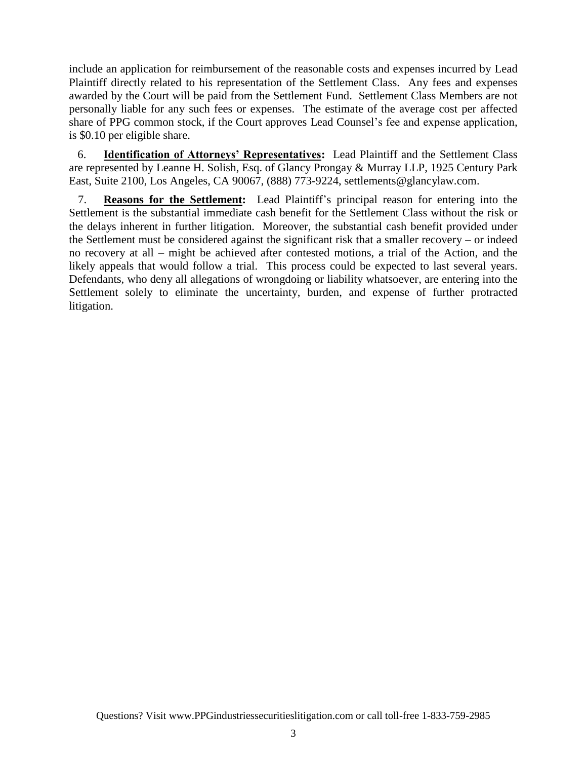include an application for reimbursement of the reasonable costs and expenses incurred by Lead Plaintiff directly related to his representation of the Settlement Class. Any fees and expenses awarded by the Court will be paid from the Settlement Fund. Settlement Class Members are not personally liable for any such fees or expenses. The estimate of the average cost per affected share of PPG common stock, if the Court approves Lead Counsel's fee and expense application, is $0.10 per eligible share.

6. **Identification of Attorneys' Representatives:** Lead Plaintiff and the Settlement Class are represented by Leanne H. Solish, Esq. of Glancy Prongay & Murray LLP, 1925 Century Park East, Suite 2100, Los Angeles, CA 90067, (888) 773-9224, settlements@glancylaw.com.

7. **Reasons for the Settlement:** Lead Plaintiff's principal reason for entering into the Settlement is the substantial immediate cash benefit for the Settlement Class without the risk or the delays inherent in further litigation. Moreover, the substantial cash benefit provided under the Settlement must be considered against the significant risk that a smaller recovery – or indeed no recovery at all – might be achieved after contested motions, a trial of the Action, and the likely appeals that would follow a trial. This process could be expected to last several years. Defendants, who deny all allegations of wrongdoing or liability whatsoever, are entering into the Settlement solely to eliminate the uncertainty, burden, and expense of further protracted litigation.

Questions? Visit www.PPGindustriessecuritieslitigation.com or call toll-free 1-833-759-2985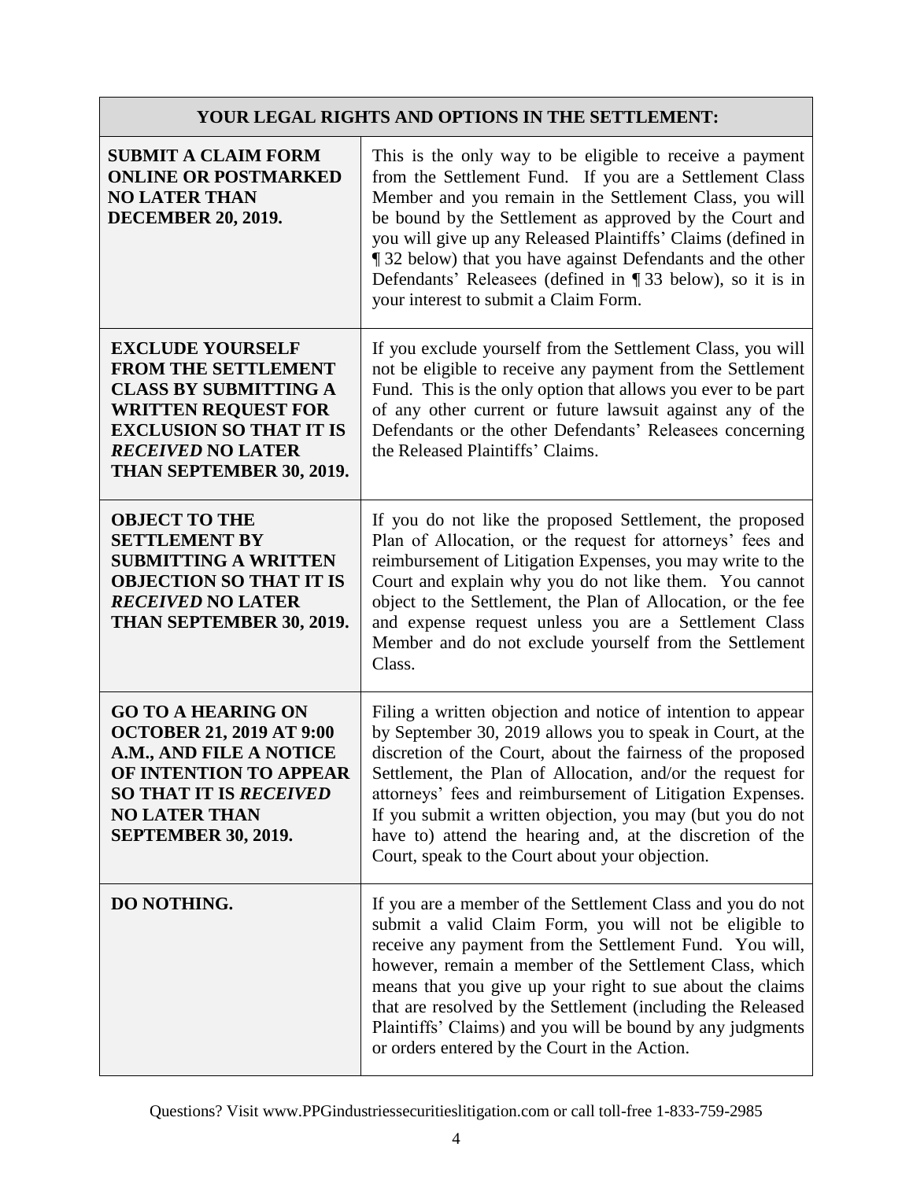| YOUR LEGAL RIGHTS AND OPTIONS IN THE SETTLEMENT: | |
|---|---|
| **SUBMIT A CLAIM FORM ONLINE OR POSTMARKED NO LATER THAN DECEMBER 20, 2019.** | This is the only way to be eligible to receive a payment from the Settlement Fund. If you are a Settlement Class Member and you remain in the Settlement Class, you will be bound by the Settlement as approved by the Court and you will give up any Released Plaintiffs' Claims (defined in ¶ 32 below) that you have against Defendants and the other Defendants' Releasees (defined in ¶ 33 below), so it is in your interest to submit a Claim Form. |
| **EXCLUDE YOURSELF FROM THE SETTLEMENT CLASS BY SUBMITTING A WRITTEN REQUEST FOR EXCLUSION SO THAT IT IS *RECEIVED* NO LATER THAN SEPTEMBER 30, 2019.** | If you exclude yourself from the Settlement Class, you will not be eligible to receive any payment from the Settlement Fund. This is the only option that allows you ever to be part of any other current or future lawsuit against any of the Defendants or the other Defendants' Releasees concerning the Released Plaintiffs' Claims. |
| **OBJECT TO THE SETTLEMENT BY SUBMITTING A WRITTEN OBJECTION SO THAT IT IS *RECEIVED* NO LATER THAN SEPTEMBER 30, 2019.** | If you do not like the proposed Settlement, the proposed Plan of Allocation, or the request for attorneys' fees and reimbursement of Litigation Expenses, you may write to the Court and explain why you do not like them. You cannot object to the Settlement, the Plan of Allocation, or the fee and expense request unless you are a Settlement Class Member and do not exclude yourself from the Settlement Class. |
| **GO TO A HEARING ON OCTOBER 21, 2019 AT 9:00 A.M., AND FILE A NOTICE OF INTENTION TO APPEAR SO THAT IT IS *RECEIVED* NO LATER THAN SEPTEMBER 30, 2019.** | Filing a written objection and notice of intention to appear by September 30, 2019 allows you to speak in Court, at the discretion of the Court, about the fairness of the proposed Settlement, the Plan of Allocation, and/or the request for attorneys' fees and reimbursement of Litigation Expenses. If you submit a written objection, you may (but you do not have to) attend the hearing and, at the discretion of the Court, speak to the Court about your objection. |
| **DO NOTHING.** | If you are a member of the Settlement Class and you do not submit a valid Claim Form, you will not be eligible to receive any payment from the Settlement Fund. You will, however, remain a member of the Settlement Class, which means that you give up your right to sue about the claims that are resolved by the Settlement (including the Released Plaintiffs' Claims) and you will be bound by any judgments or orders entered by the Court in the Action. |

Questions? Visit www.PPGindustriessecuritieslitigation.com or call toll-free 1-833-759-2985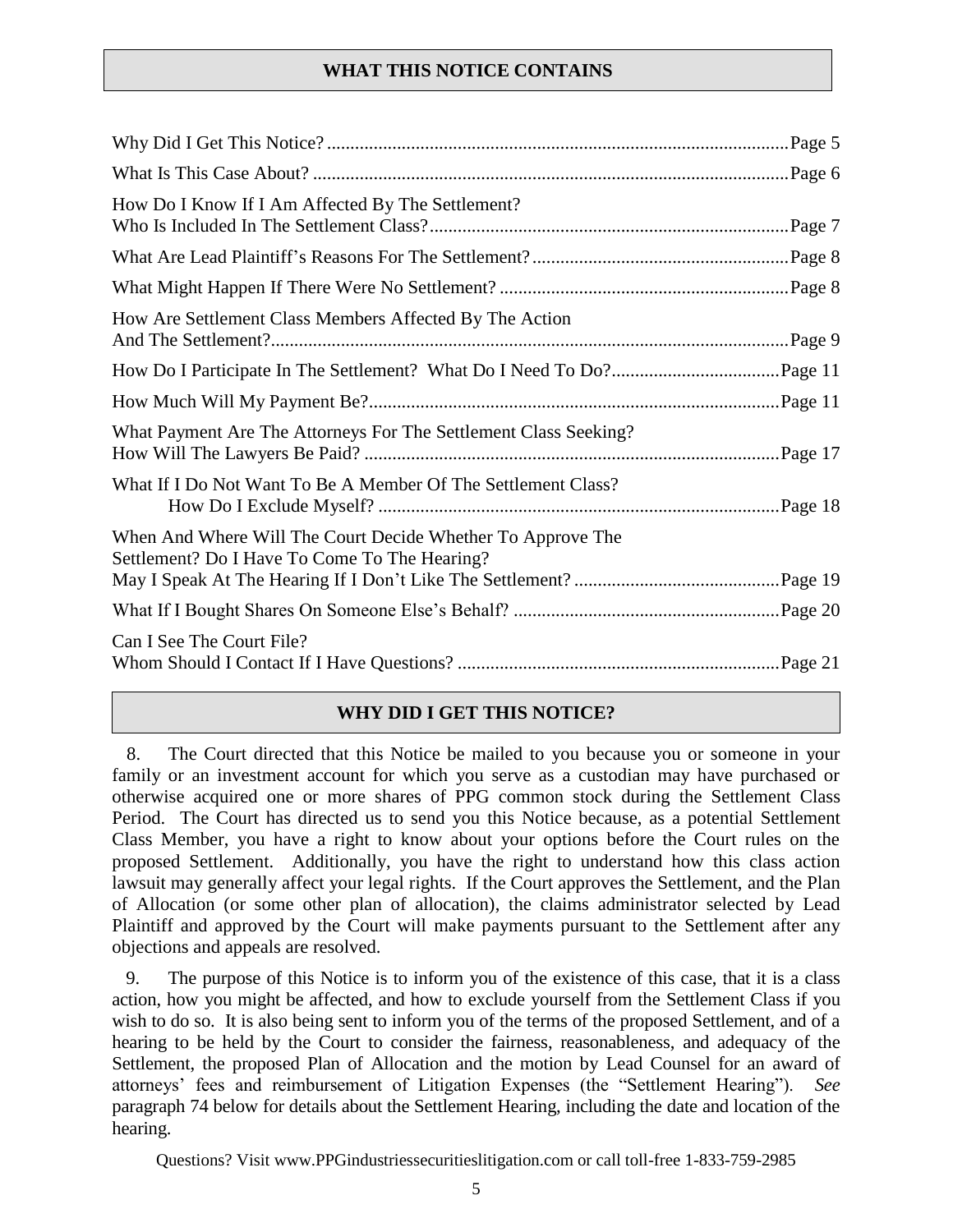## WHAT THIS NOTICE CONTAINS

| | |
|---|---|
| Why Did I Get This Notice? | Page 5 |
| What Is This Case About? | Page 6 |
| How Do I Know If I Am Affected By The Settlement? Who Is Included In The Settlement Class? | Page 7 |
| What Are Lead Plaintiff's Reasons For The Settlement? | Page 8 |
| What Might Happen If There Were No Settlement? | Page 8 |
| How Are Settlement Class Members Affected By The Action And The Settlement? | Page 9 |
| How Do I Participate In The Settlement? What Do I Need To Do? | Page 11 |
| How Much Will My Payment Be? | Page 11 |
| What Payment Are The Attorneys For The Settlement Class Seeking? How Will The Lawyers Be Paid? | Page 17 |
| What If I Do Not Want To Be A Member Of The Settlement Class? How Do I Exclude Myself? | Page 18 |
| When And Where Will The Court Decide Whether To Approve The Settlement? Do I Have To Come To The Hearing? May I Speak At The Hearing If I Don't Like The Settlement? | Page 19 |
| What If I Bought Shares On Someone Else's Behalf? | Page 20 |
| Can I See The Court File? Whom Should I Contact If I Have Questions? | Page 21 |

## WHY DID I GET THIS NOTICE?

8. The Court directed that this Notice be mailed to you because you or someone in your family or an investment account for which you serve as a custodian may have purchased or otherwise acquired one or more shares of PPG common stock during the Settlement Class Period. The Court has directed us to send you this Notice because, as a potential Settlement Class Member, you have a right to know about your options before the Court rules on the proposed Settlement. Additionally, you have the right to understand how this class action lawsuit may generally affect your legal rights. If the Court approves the Settlement, and the Plan of Allocation (or some other plan of allocation), the claims administrator selected by Lead Plaintiff and approved by the Court will make payments pursuant to the Settlement after any objections and appeals are resolved.

9. The purpose of this Notice is to inform you of the existence of this case, that it is a class action, how you might be affected, and how to exclude yourself from the Settlement Class if you wish to do so. It is also being sent to inform you of the terms of the proposed Settlement, and of a hearing to be held by the Court to consider the fairness, reasonableness, and adequacy of the Settlement, the proposed Plan of Allocation and the motion by Lead Counsel for an award of attorneys' fees and reimbursement of Litigation Expenses (the "Settlement Hearing"). *See* paragraph 74 below for details about the Settlement Hearing, including the date and location of the hearing.

Questions? Visit www.PPGindustriessecuritieslitigation.com or call toll-free 1-833-759-2985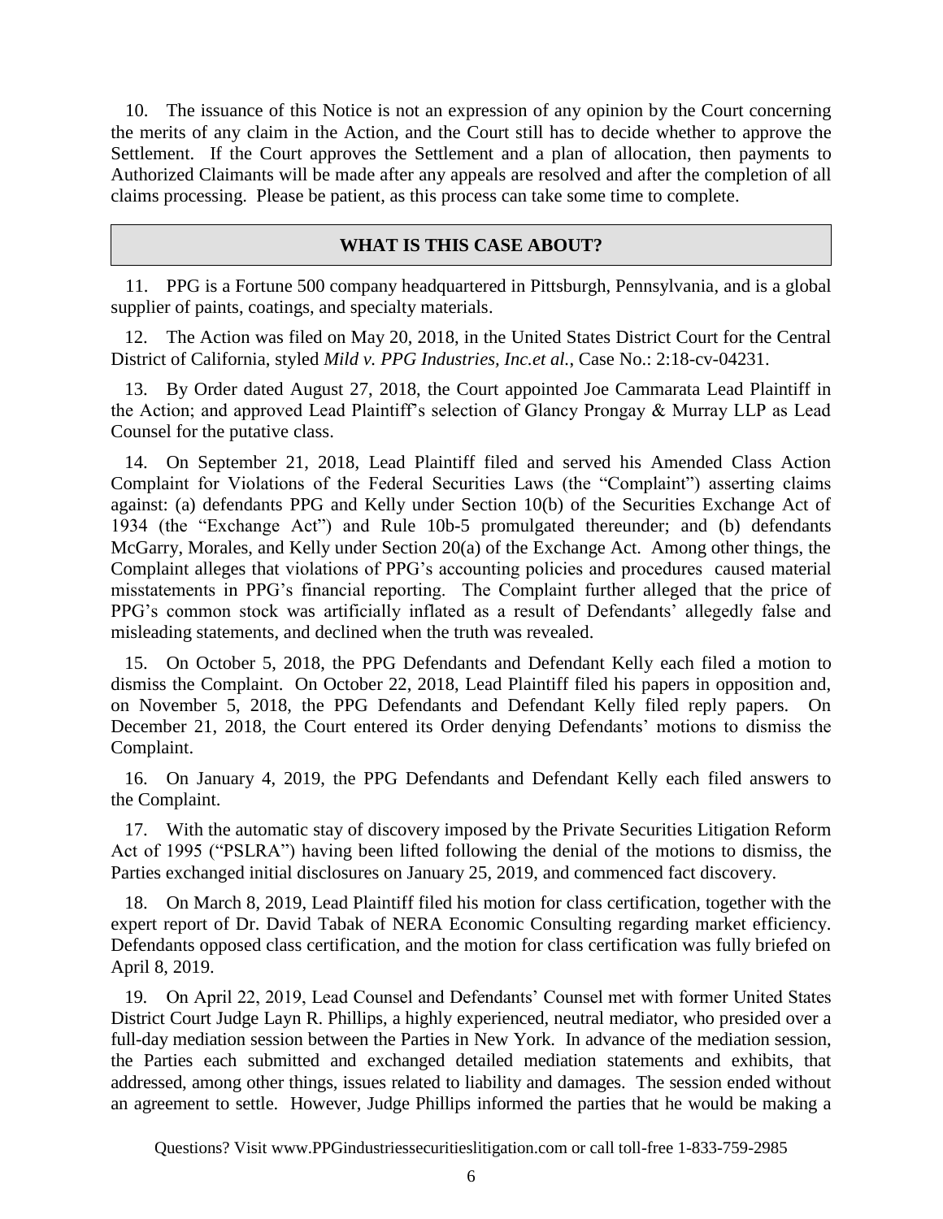10. The issuance of this Notice is not an expression of any opinion by the Court concerning the merits of any claim in the Action, and the Court still has to decide whether to approve the Settlement. If the Court approves the Settlement and a plan of allocation, then payments to Authorized Claimants will be made after any appeals are resolved and after the completion of all claims processing. Please be patient, as this process can take some time to complete.

## WHAT IS THIS CASE ABOUT?

11. PPG is a Fortune 500 company headquartered in Pittsburgh, Pennsylvania, and is a global supplier of paints, coatings, and specialty materials.

12. The Action was filed on May 20, 2018, in the United States District Court for the Central District of California, styled *Mild v. PPG Industries, Inc.et al.,* Case No.: 2:18-cv-04231.

13. By Order dated August 27, 2018, the Court appointed Joe Cammarata Lead Plaintiff in the Action; and approved Lead Plaintiff's selection of Glancy Prongay & Murray LLP as Lead Counsel for the putative class.

14. On September 21, 2018, Lead Plaintiff filed and served his Amended Class Action Complaint for Violations of the Federal Securities Laws (the "Complaint") asserting claims against: (a) defendants PPG and Kelly under Section 10(b) of the Securities Exchange Act of 1934 (the "Exchange Act") and Rule 10b-5 promulgated thereunder; and (b) defendants McGarry, Morales, and Kelly under Section 20(a) of the Exchange Act. Among other things, the Complaint alleges that violations of PPG's accounting policies and procedures caused material misstatements in PPG's financial reporting. The Complaint further alleged that the price of PPG's common stock was artificially inflated as a result of Defendants' allegedly false and misleading statements, and declined when the truth was revealed.

15. On October 5, 2018, the PPG Defendants and Defendant Kelly each filed a motion to dismiss the Complaint. On October 22, 2018, Lead Plaintiff filed his papers in opposition and, on November 5, 2018, the PPG Defendants and Defendant Kelly filed reply papers. On December 21, 2018, the Court entered its Order denying Defendants' motions to dismiss the Complaint.

16. On January 4, 2019, the PPG Defendants and Defendant Kelly each filed answers to the Complaint.

17. With the automatic stay of discovery imposed by the Private Securities Litigation Reform Act of 1995 ("PSLRA") having been lifted following the denial of the motions to dismiss, the Parties exchanged initial disclosures on January 25, 2019, and commenced fact discovery.

18. On March 8, 2019, Lead Plaintiff filed his motion for class certification, together with the expert report of Dr. David Tabak of NERA Economic Consulting regarding market efficiency. Defendants opposed class certification, and the motion for class certification was fully briefed on April 8, 2019.

19. On April 22, 2019, Lead Counsel and Defendants' Counsel met with former United States District Court Judge Layn R. Phillips, a highly experienced, neutral mediator, who presided over a full-day mediation session between the Parties in New York. In advance of the mediation session, the Parties each submitted and exchanged detailed mediation statements and exhibits, that addressed, among other things, issues related to liability and damages. The session ended without an agreement to settle. However, Judge Phillips informed the parties that he would be making a

Questions? Visit www.PPGindustriessecuritieslitigation.com or call toll-free 1-833-759-2985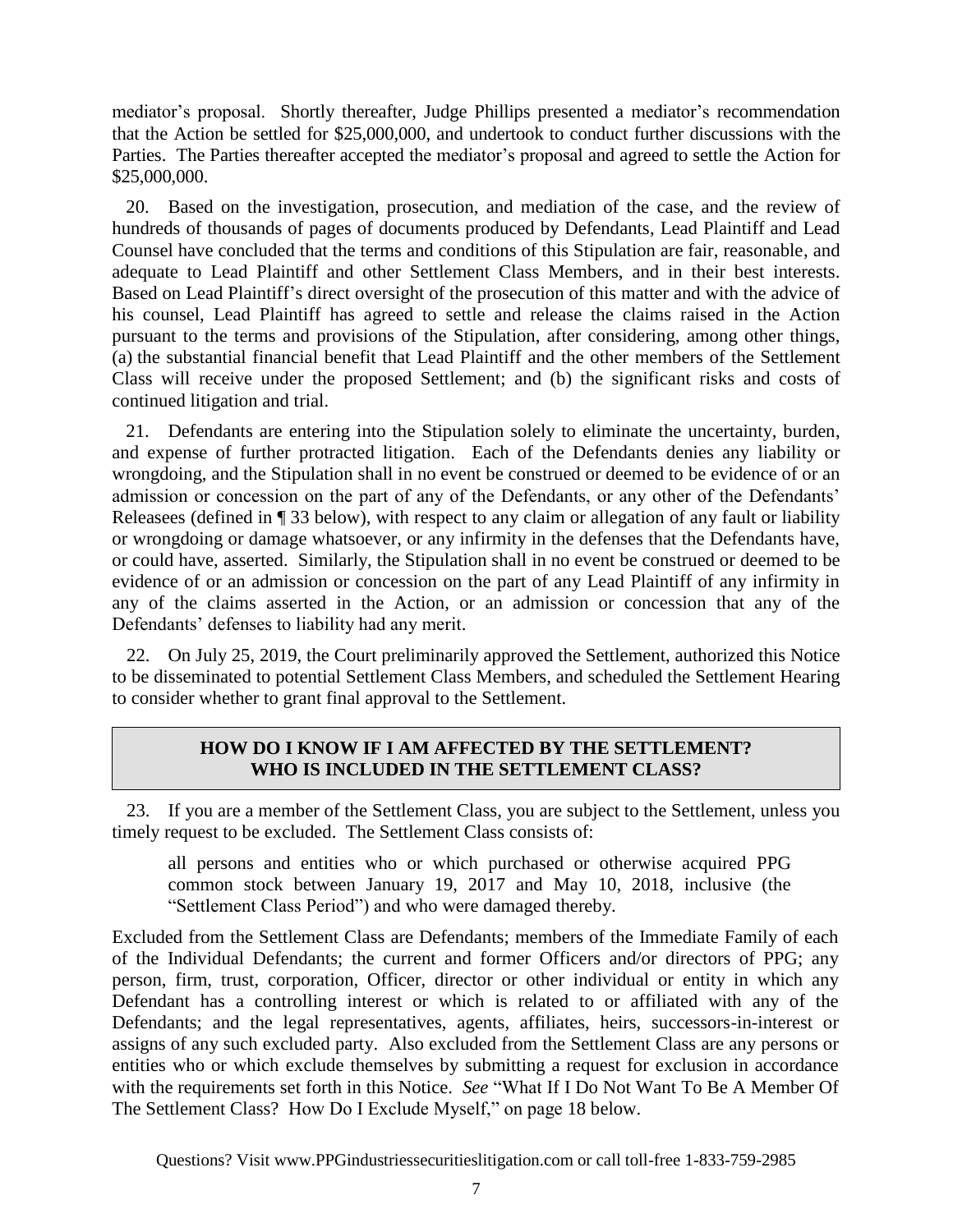mediator's proposal. Shortly thereafter, Judge Phillips presented a mediator's recommendation that the Action be settled for $25,000,000, and undertook to conduct further discussions with the Parties. The Parties thereafter accepted the mediator's proposal and agreed to settle the Action for $25,000,000.

20. Based on the investigation, prosecution, and mediation of the case, and the review of hundreds of thousands of pages of documents produced by Defendants, Lead Plaintiff and Lead Counsel have concluded that the terms and conditions of this Stipulation are fair, reasonable, and adequate to Lead Plaintiff and other Settlement Class Members, and in their best interests. Based on Lead Plaintiff's direct oversight of the prosecution of this matter and with the advice of his counsel, Lead Plaintiff has agreed to settle and release the claims raised in the Action pursuant to the terms and provisions of the Stipulation, after considering, among other things, (a) the substantial financial benefit that Lead Plaintiff and the other members of the Settlement Class will receive under the proposed Settlement; and (b) the significant risks and costs of continued litigation and trial.

21. Defendants are entering into the Stipulation solely to eliminate the uncertainty, burden, and expense of further protracted litigation. Each of the Defendants denies any liability or wrongdoing, and the Stipulation shall in no event be construed or deemed to be evidence of or an admission or concession on the part of any of the Defendants, or any other of the Defendants' Releasees (defined in ¶ 33 below), with respect to any claim or allegation of any fault or liability or wrongdoing or damage whatsoever, or any infirmity in the defenses that the Defendants have, or could have, asserted. Similarly, the Stipulation shall in no event be construed or deemed to be evidence of or an admission or concession on the part of any Lead Plaintiff of any infirmity in any of the claims asserted in the Action, or an admission or concession that any of the Defendants' defenses to liability had any merit.

22. On July 25, 2019, the Court preliminarily approved the Settlement, authorized this Notice to be disseminated to potential Settlement Class Members, and scheduled the Settlement Hearing to consider whether to grant final approval to the Settlement.

## HOW DO I KNOW IF I AM AFFECTED BY THE SETTLEMENT? WHO IS INCLUDED IN THE SETTLEMENT CLASS?

23. If you are a member of the Settlement Class, you are subject to the Settlement, unless you timely request to be excluded. The Settlement Class consists of:

> all persons and entities who or which purchased or otherwise acquired PPG common stock between January 19, 2017 and May 10, 2018, inclusive (the "Settlement Class Period") and who were damaged thereby.

Excluded from the Settlement Class are Defendants; members of the Immediate Family of each of the Individual Defendants; the current and former Officers and/or directors of PPG; any person, firm, trust, corporation, Officer, director or other individual or entity in which any Defendant has a controlling interest or which is related to or affiliated with any of the Defendants; and the legal representatives, agents, affiliates, heirs, successors-in-interest or assigns of any such excluded party. Also excluded from the Settlement Class are any persons or entities who or which exclude themselves by submitting a request for exclusion in accordance with the requirements set forth in this Notice. *See* "What If I Do Not Want To Be A Member Of The Settlement Class? How Do I Exclude Myself," on page 18 below.

Questions? Visit www.PPGindustriessecuritieslitigation.com or call toll-free 1-833-759-2985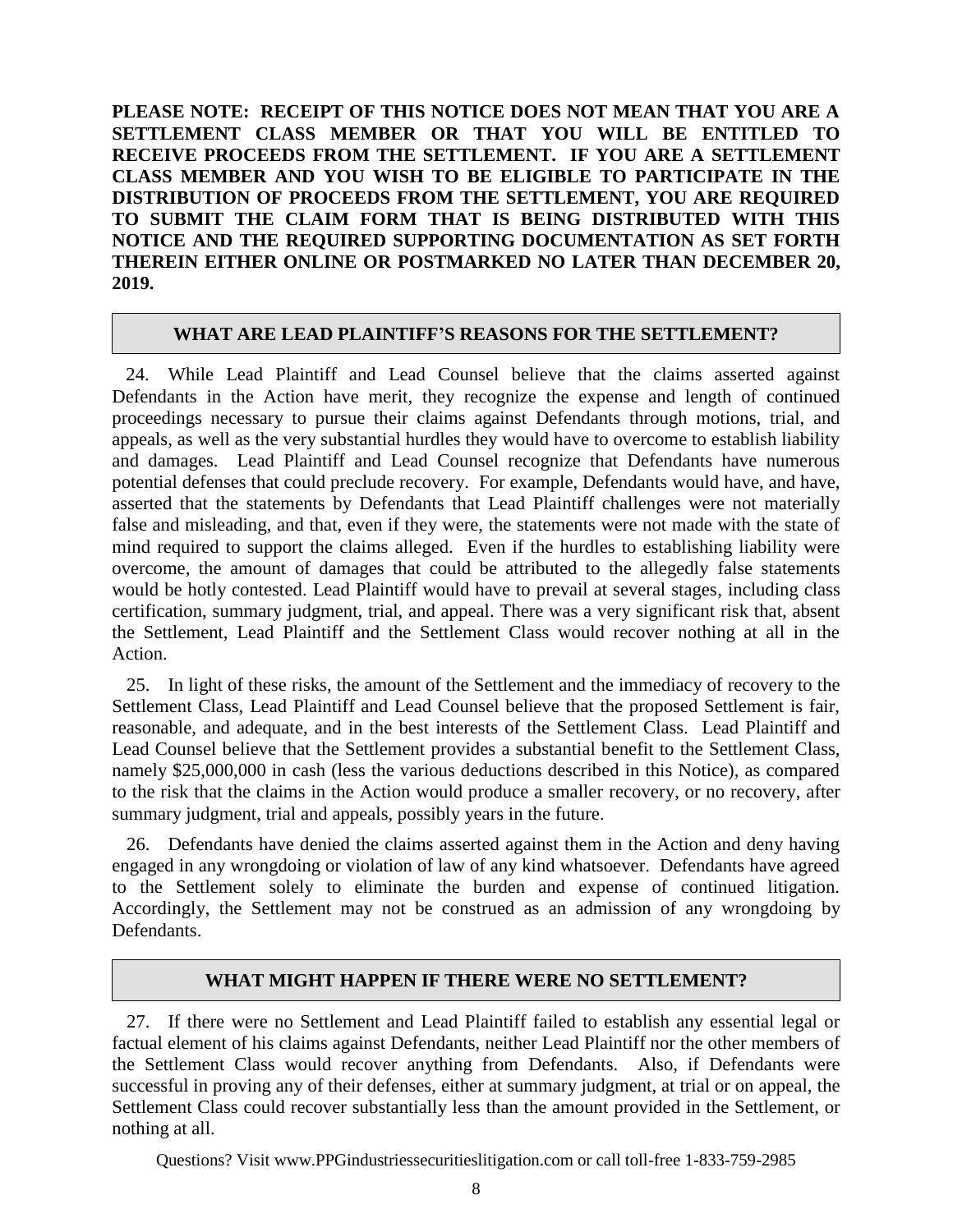**PLEASE NOTE: RECEIPT OF THIS NOTICE DOES NOT MEAN THAT YOU ARE A SETTLEMENT CLASS MEMBER OR THAT YOU WILL BE ENTITLED TO RECEIVE PROCEEDS FROM THE SETTLEMENT. IF YOU ARE A SETTLEMENT CLASS MEMBER AND YOU WISH TO BE ELIGIBLE TO PARTICIPATE IN THE DISTRIBUTION OF PROCEEDS FROM THE SETTLEMENT, YOU ARE REQUIRED TO SUBMIT THE CLAIM FORM THAT IS BEING DISTRIBUTED WITH THIS NOTICE AND THE REQUIRED SUPPORTING DOCUMENTATION AS SET FORTH THEREIN EITHER ONLINE OR POSTMARKED NO LATER THAN DECEMBER 20, 2019.**

## WHAT ARE LEAD PLAINTIFF'S REASONS FOR THE SETTLEMENT?

24. While Lead Plaintiff and Lead Counsel believe that the claims asserted against Defendants in the Action have merit, they recognize the expense and length of continued proceedings necessary to pursue their claims against Defendants through motions, trial, and appeals, as well as the very substantial hurdles they would have to overcome to establish liability and damages. Lead Plaintiff and Lead Counsel recognize that Defendants have numerous potential defenses that could preclude recovery. For example, Defendants would have, and have, asserted that the statements by Defendants that Lead Plaintiff challenges were not materially false and misleading, and that, even if they were, the statements were not made with the state of mind required to support the claims alleged. Even if the hurdles to establishing liability were overcome, the amount of damages that could be attributed to the allegedly false statements would be hotly contested. Lead Plaintiff would have to prevail at several stages, including class certification, summary judgment, trial, and appeal. There was a very significant risk that, absent the Settlement, Lead Plaintiff and the Settlement Class would recover nothing at all in the Action.

25. In light of these risks, the amount of the Settlement and the immediacy of recovery to the Settlement Class, Lead Plaintiff and Lead Counsel believe that the proposed Settlement is fair, reasonable, and adequate, and in the best interests of the Settlement Class. Lead Plaintiff and Lead Counsel believe that the Settlement provides a substantial benefit to the Settlement Class, namely $25,000,000 in cash (less the various deductions described in this Notice), as compared to the risk that the claims in the Action would produce a smaller recovery, or no recovery, after summary judgment, trial and appeals, possibly years in the future.

26. Defendants have denied the claims asserted against them in the Action and deny having engaged in any wrongdoing or violation of law of any kind whatsoever. Defendants have agreed to the Settlement solely to eliminate the burden and expense of continued litigation. Accordingly, the Settlement may not be construed as an admission of any wrongdoing by Defendants.

## WHAT MIGHT HAPPEN IF THERE WERE NO SETTLEMENT?

27. If there were no Settlement and Lead Plaintiff failed to establish any essential legal or factual element of his claims against Defendants, neither Lead Plaintiff nor the other members of the Settlement Class would recover anything from Defendants. Also, if Defendants were successful in proving any of their defenses, either at summary judgment, at trial or on appeal, the Settlement Class could recover substantially less than the amount provided in the Settlement, or nothing at all.

Questions? Visit www.PPGindustriessecuritieslitigation.com or call toll-free 1-833-759-2985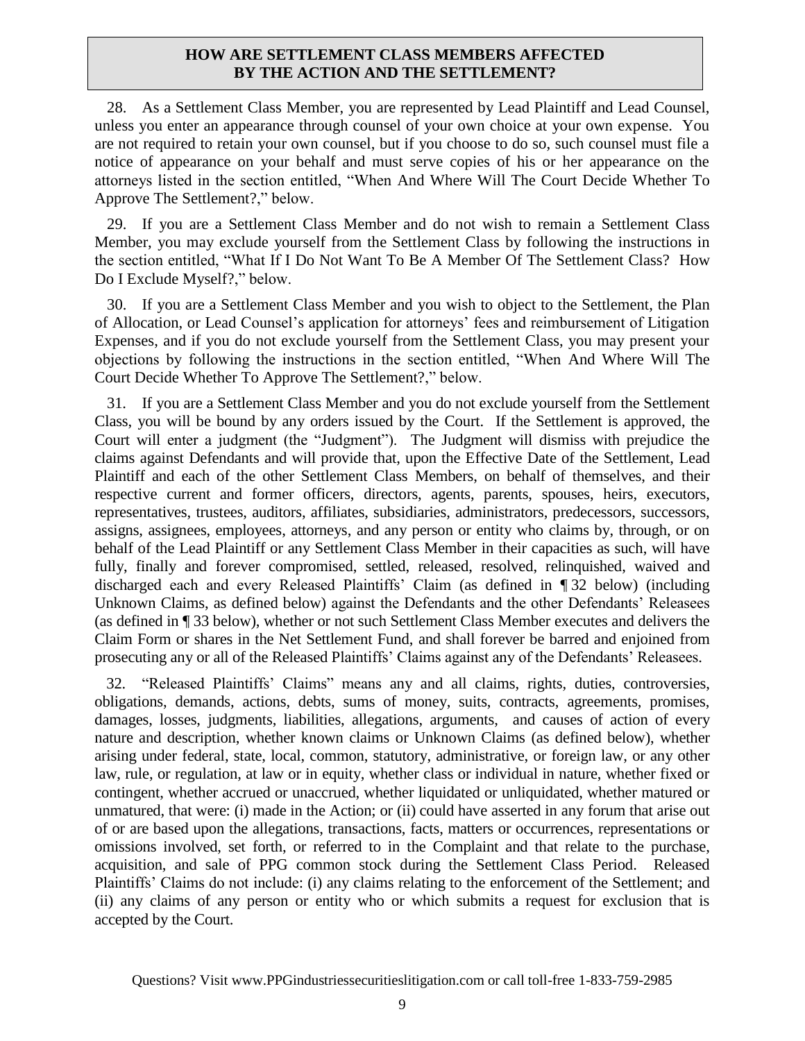## HOW ARE SETTLEMENT CLASS MEMBERS AFFECTED BY THE ACTION AND THE SETTLEMENT?

28. As a Settlement Class Member, you are represented by Lead Plaintiff and Lead Counsel, unless you enter an appearance through counsel of your own choice at your own expense. You are not required to retain your own counsel, but if you choose to do so, such counsel must file a notice of appearance on your behalf and must serve copies of his or her appearance on the attorneys listed in the section entitled, "When And Where Will The Court Decide Whether To Approve The Settlement?," below.

29. If you are a Settlement Class Member and do not wish to remain a Settlement Class Member, you may exclude yourself from the Settlement Class by following the instructions in the section entitled, "What If I Do Not Want To Be A Member Of The Settlement Class? How Do I Exclude Myself?," below.

30. If you are a Settlement Class Member and you wish to object to the Settlement, the Plan of Allocation, or Lead Counsel's application for attorneys' fees and reimbursement of Litigation Expenses, and if you do not exclude yourself from the Settlement Class, you may present your objections by following the instructions in the section entitled, "When And Where Will The Court Decide Whether To Approve The Settlement?," below.

31. If you are a Settlement Class Member and you do not exclude yourself from the Settlement Class, you will be bound by any orders issued by the Court. If the Settlement is approved, the Court will enter a judgment (the "Judgment"). The Judgment will dismiss with prejudice the claims against Defendants and will provide that, upon the Effective Date of the Settlement, Lead Plaintiff and each of the other Settlement Class Members, on behalf of themselves, and their respective current and former officers, directors, agents, parents, spouses, heirs, executors, representatives, trustees, auditors, affiliates, subsidiaries, administrators, predecessors, successors, assigns, assignees, employees, attorneys, and any person or entity who claims by, through, or on behalf of the Lead Plaintiff or any Settlement Class Member in their capacities as such, will have fully, finally and forever compromised, settled, released, resolved, relinquished, waived and discharged each and every Released Plaintiffs' Claim (as defined in ¶ 32 below) (including Unknown Claims, as defined below) against the Defendants and the other Defendants' Releasees (as defined in ¶ 33 below), whether or not such Settlement Class Member executes and delivers the Claim Form or shares in the Net Settlement Fund, and shall forever be barred and enjoined from prosecuting any or all of the Released Plaintiffs' Claims against any of the Defendants' Releasees.

32. "Released Plaintiffs' Claims" means any and all claims, rights, duties, controversies, obligations, demands, actions, debts, sums of money, suits, contracts, agreements, promises, damages, losses, judgments, liabilities, allegations, arguments, and causes of action of every nature and description, whether known claims or Unknown Claims (as defined below), whether arising under federal, state, local, common, statutory, administrative, or foreign law, or any other law, rule, or regulation, at law or in equity, whether class or individual in nature, whether fixed or contingent, whether accrued or unaccrued, whether liquidated or unliquidated, whether matured or unmatured, that were: (i) made in the Action; or (ii) could have asserted in any forum that arise out of or are based upon the allegations, transactions, facts, matters or occurrences, representations or omissions involved, set forth, or referred to in the Complaint and that relate to the purchase, acquisition, and sale of PPG common stock during the Settlement Class Period. Released Plaintiffs' Claims do not include: (i) any claims relating to the enforcement of the Settlement; and (ii) any claims of any person or entity who or which submits a request for exclusion that is accepted by the Court.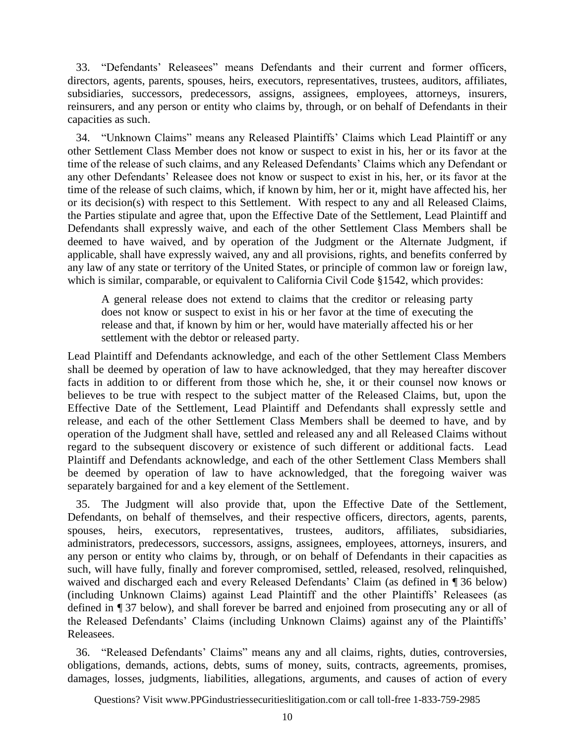33. "Defendants' Releasees" means Defendants and their current and former officers, directors, agents, parents, spouses, heirs, executors, representatives, trustees, auditors, affiliates, subsidiaries, successors, predecessors, assigns, assignees, employees, attorneys, insurers, reinsurers, and any person or entity who claims by, through, or on behalf of Defendants in their capacities as such.

34. "Unknown Claims" means any Released Plaintiffs' Claims which Lead Plaintiff or any other Settlement Class Member does not know or suspect to exist in his, her or its favor at the time of the release of such claims, and any Released Defendants' Claims which any Defendant or any other Defendants' Releasee does not know or suspect to exist in his, her, or its favor at the time of the release of such claims, which, if known by him, her or it, might have affected his, her or its decision(s) with respect to this Settlement. With respect to any and all Released Claims, the Parties stipulate and agree that, upon the Effective Date of the Settlement, Lead Plaintiff and Defendants shall expressly waive, and each of the other Settlement Class Members shall be deemed to have waived, and by operation of the Judgment or the Alternate Judgment, if applicable, shall have expressly waived, any and all provisions, rights, and benefits conferred by any law of any state or territory of the United States, or principle of common law or foreign law, which is similar, comparable, or equivalent to California Civil Code §1542, which provides:

> A general release does not extend to claims that the creditor or releasing party does not know or suspect to exist in his or her favor at the time of executing the release and that, if known by him or her, would have materially affected his or her settlement with the debtor or released party.

Lead Plaintiff and Defendants acknowledge, and each of the other Settlement Class Members shall be deemed by operation of law to have acknowledged, that they may hereafter discover facts in addition to or different from those which he, she, it or their counsel now knows or believes to be true with respect to the subject matter of the Released Claims, but, upon the Effective Date of the Settlement, Lead Plaintiff and Defendants shall expressly settle and release, and each of the other Settlement Class Members shall be deemed to have, and by operation of the Judgment shall have, settled and released any and all Released Claims without regard to the subsequent discovery or existence of such different or additional facts. Lead Plaintiff and Defendants acknowledge, and each of the other Settlement Class Members shall be deemed by operation of law to have acknowledged, that the foregoing waiver was separately bargained for and a key element of the Settlement.

35. The Judgment will also provide that, upon the Effective Date of the Settlement, Defendants, on behalf of themselves, and their respective officers, directors, agents, parents, spouses, heirs, executors, representatives, trustees, auditors, affiliates, subsidiaries, administrators, predecessors, successors, assigns, assignees, employees, attorneys, insurers, and any person or entity who claims by, through, or on behalf of Defendants in their capacities as such, will have fully, finally and forever compromised, settled, released, resolved, relinquished, waived and discharged each and every Released Defendants' Claim (as defined in ¶ 36 below) (including Unknown Claims) against Lead Plaintiff and the other Plaintiffs' Releasees (as defined in ¶ 37 below), and shall forever be barred and enjoined from prosecuting any or all of the Released Defendants' Claims (including Unknown Claims) against any of the Plaintiffs' Releasees.

36. "Released Defendants' Claims" means any and all claims, rights, duties, controversies, obligations, demands, actions, debts, sums of money, suits, contracts, agreements, promises, damages, losses, judgments, liabilities, allegations, arguments, and causes of action of every

Questions? Visit www.PPGindustriessecuritieslitigation.com or call toll-free 1-833-759-2985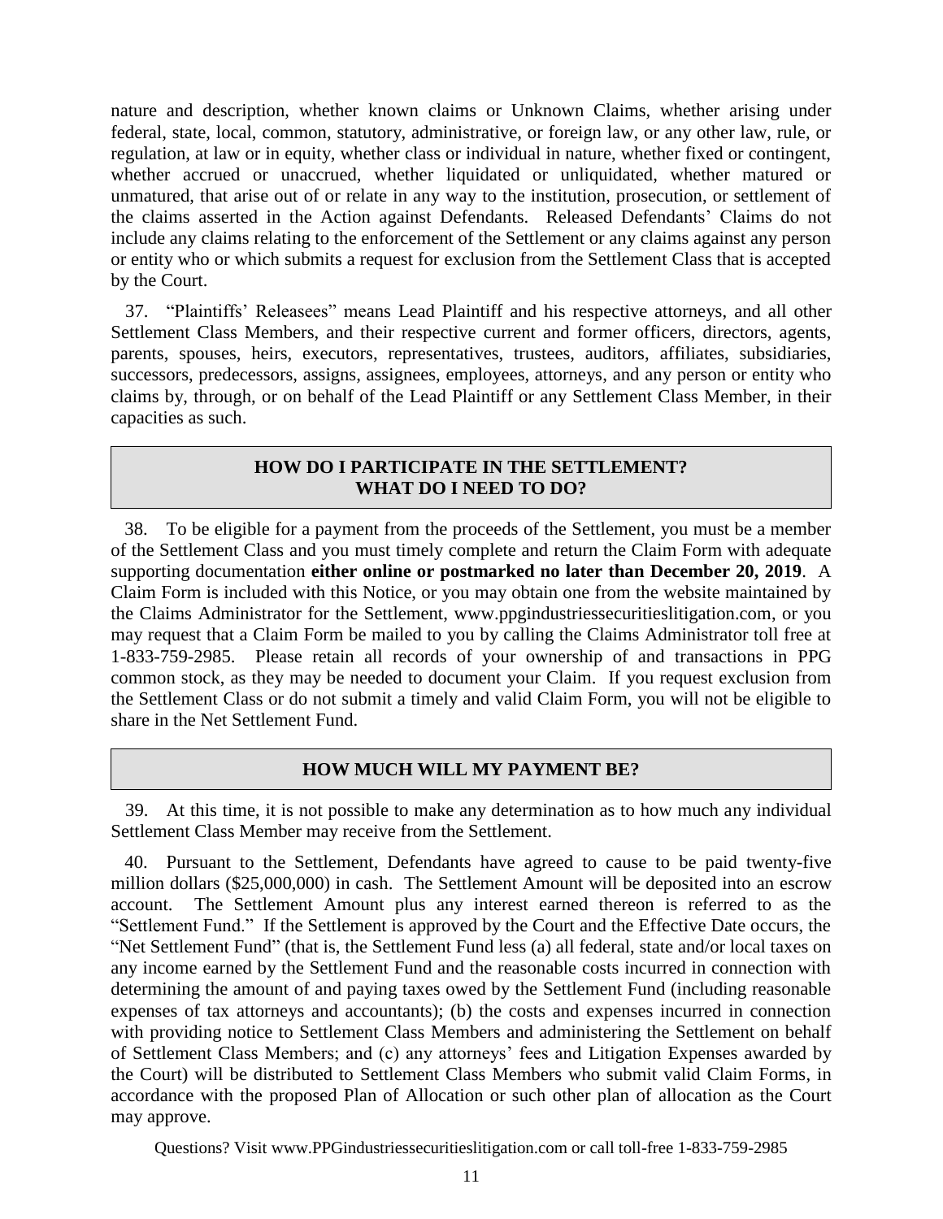nature and description, whether known claims or Unknown Claims, whether arising under federal, state, local, common, statutory, administrative, or foreign law, or any other law, rule, or regulation, at law or in equity, whether class or individual in nature, whether fixed or contingent, whether accrued or unaccrued, whether liquidated or unliquidated, whether matured or unmatured, that arise out of or relate in any way to the institution, prosecution, or settlement of the claims asserted in the Action against Defendants. Released Defendants' Claims do not include any claims relating to the enforcement of the Settlement or any claims against any person or entity who or which submits a request for exclusion from the Settlement Class that is accepted by the Court.

37. "Plaintiffs' Releasees" means Lead Plaintiff and his respective attorneys, and all other Settlement Class Members, and their respective current and former officers, directors, agents, parents, spouses, heirs, executors, representatives, trustees, auditors, affiliates, subsidiaries, successors, predecessors, assigns, assignees, employees, attorneys, and any person or entity who claims by, through, or on behalf of the Lead Plaintiff or any Settlement Class Member, in their capacities as such.

## HOW DO I PARTICIPATE IN THE SETTLEMENT? WHAT DO I NEED TO DO?

38. To be eligible for a payment from the proceeds of the Settlement, you must be a member of the Settlement Class and you must timely complete and return the Claim Form with adequate supporting documentation **either online or postmarked no later than December 20, 2019**. A Claim Form is included with this Notice, or you may obtain one from the website maintained by the Claims Administrator for the Settlement, www.ppgindustriessecuritieslitigation.com, or you may request that a Claim Form be mailed to you by calling the Claims Administrator toll free at 1-833-759-2985. Please retain all records of your ownership of and transactions in PPG common stock, as they may be needed to document your Claim. If you request exclusion from the Settlement Class or do not submit a timely and valid Claim Form, you will not be eligible to share in the Net Settlement Fund.

## HOW MUCH WILL MY PAYMENT BE?

39. At this time, it is not possible to make any determination as to how much any individual Settlement Class Member may receive from the Settlement.

40. Pursuant to the Settlement, Defendants have agreed to cause to be paid twenty-five million dollars ($25,000,000) in cash. The Settlement Amount will be deposited into an escrow account. The Settlement Amount plus any interest earned thereon is referred to as the "Settlement Fund." If the Settlement is approved by the Court and the Effective Date occurs, the "Net Settlement Fund" (that is, the Settlement Fund less (a) all federal, state and/or local taxes on any income earned by the Settlement Fund and the reasonable costs incurred in connection with determining the amount of and paying taxes owed by the Settlement Fund (including reasonable expenses of tax attorneys and accountants); (b) the costs and expenses incurred in connection with providing notice to Settlement Class Members and administering the Settlement on behalf of Settlement Class Members; and (c) any attorneys' fees and Litigation Expenses awarded by the Court) will be distributed to Settlement Class Members who submit valid Claim Forms, in accordance with the proposed Plan of Allocation or such other plan of allocation as the Court may approve.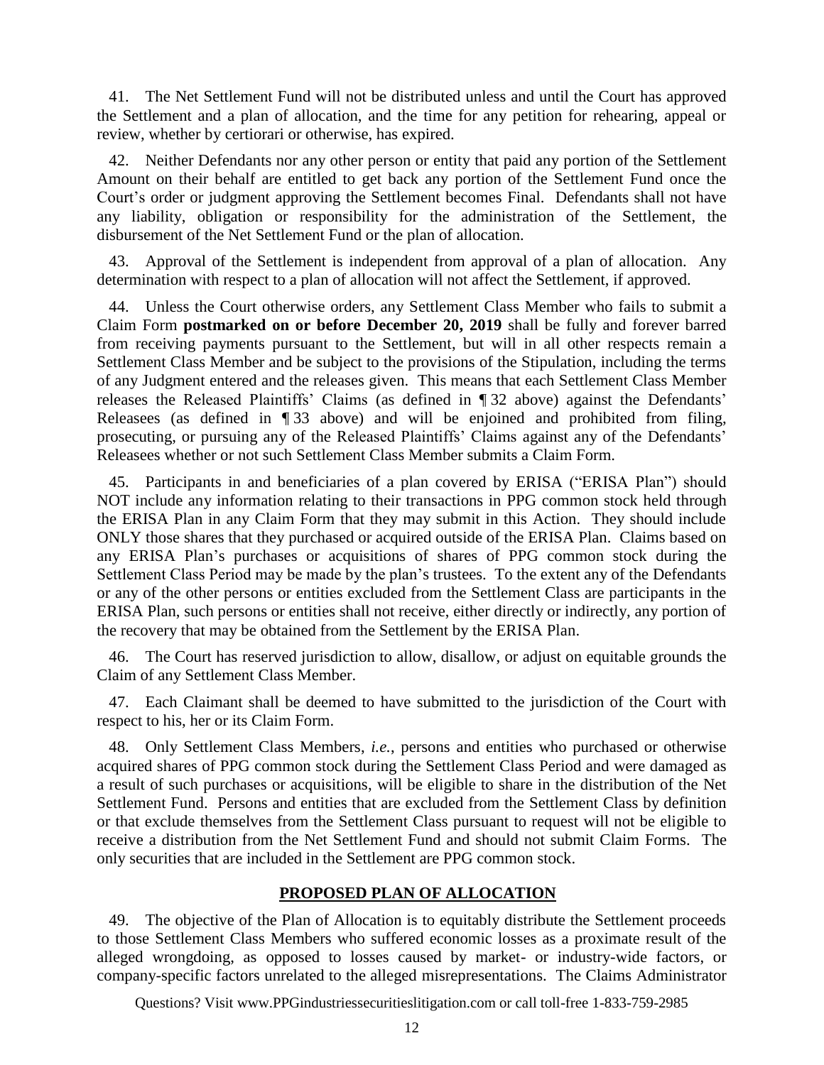41. The Net Settlement Fund will not be distributed unless and until the Court has approved the Settlement and a plan of allocation, and the time for any petition for rehearing, appeal or review, whether by certiorari or otherwise, has expired.

42. Neither Defendants nor any other person or entity that paid any portion of the Settlement Amount on their behalf are entitled to get back any portion of the Settlement Fund once the Court's order or judgment approving the Settlement becomes Final. Defendants shall not have any liability, obligation or responsibility for the administration of the Settlement, the disbursement of the Net Settlement Fund or the plan of allocation.

43. Approval of the Settlement is independent from approval of a plan of allocation. Any determination with respect to a plan of allocation will not affect the Settlement, if approved.

44. Unless the Court otherwise orders, any Settlement Class Member who fails to submit a Claim Form **postmarked on or before December 20, 2019** shall be fully and forever barred from receiving payments pursuant to the Settlement, but will in all other respects remain a Settlement Class Member and be subject to the provisions of the Stipulation, including the terms of any Judgment entered and the releases given. This means that each Settlement Class Member releases the Released Plaintiffs' Claims (as defined in ¶ 32 above) against the Defendants' Releasees (as defined in ¶ 33 above) and will be enjoined and prohibited from filing, prosecuting, or pursuing any of the Released Plaintiffs' Claims against any of the Defendants' Releasees whether or not such Settlement Class Member submits a Claim Form.

45. Participants in and beneficiaries of a plan covered by ERISA ("ERISA Plan") should NOT include any information relating to their transactions in PPG common stock held through the ERISA Plan in any Claim Form that they may submit in this Action. They should include ONLY those shares that they purchased or acquired outside of the ERISA Plan. Claims based on any ERISA Plan's purchases or acquisitions of shares of PPG common stock during the Settlement Class Period may be made by the plan's trustees. To the extent any of the Defendants or any of the other persons or entities excluded from the Settlement Class are participants in the ERISA Plan, such persons or entities shall not receive, either directly or indirectly, any portion of the recovery that may be obtained from the Settlement by the ERISA Plan.

46. The Court has reserved jurisdiction to allow, disallow, or adjust on equitable grounds the Claim of any Settlement Class Member.

47. Each Claimant shall be deemed to have submitted to the jurisdiction of the Court with respect to his, her or its Claim Form.

48. Only Settlement Class Members, *i.e.*, persons and entities who purchased or otherwise acquired shares of PPG common stock during the Settlement Class Period and were damaged as a result of such purchases or acquisitions, will be eligible to share in the distribution of the Net Settlement Fund. Persons and entities that are excluded from the Settlement Class by definition or that exclude themselves from the Settlement Class pursuant to request will not be eligible to receive a distribution from the Net Settlement Fund and should not submit Claim Forms. The only securities that are included in the Settlement are PPG common stock.

## PROPOSED PLAN OF ALLOCATION

49. The objective of the Plan of Allocation is to equitably distribute the Settlement proceeds to those Settlement Class Members who suffered economic losses as a proximate result of the alleged wrongdoing, as opposed to losses caused by market- or industry-wide factors, or company-specific factors unrelated to the alleged misrepresentations. The Claims Administrator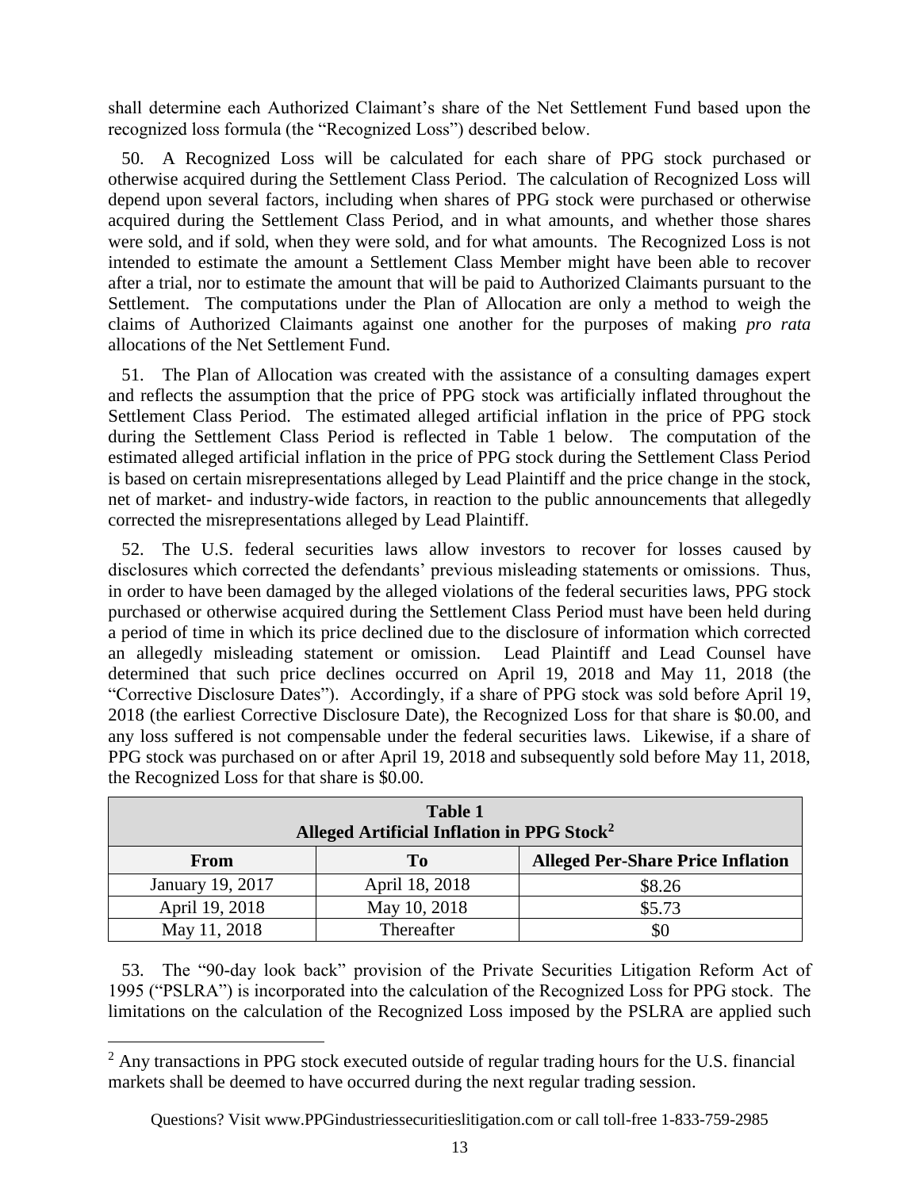shall determine each Authorized Claimant's share of the Net Settlement Fund based upon the recognized loss formula (the "Recognized Loss") described below.

50. A Recognized Loss will be calculated for each share of PPG stock purchased or otherwise acquired during the Settlement Class Period. The calculation of Recognized Loss will depend upon several factors, including when shares of PPG stock were purchased or otherwise acquired during the Settlement Class Period, and in what amounts, and whether those shares were sold, and if sold, when they were sold, and for what amounts. The Recognized Loss is not intended to estimate the amount a Settlement Class Member might have been able to recover after a trial, nor to estimate the amount that will be paid to Authorized Claimants pursuant to the Settlement. The computations under the Plan of Allocation are only a method to weigh the claims of Authorized Claimants against one another for the purposes of making *pro rata* allocations of the Net Settlement Fund.

51. The Plan of Allocation was created with the assistance of a consulting damages expert and reflects the assumption that the price of PPG stock was artificially inflated throughout the Settlement Class Period. The estimated alleged artificial inflation in the price of PPG stock during the Settlement Class Period is reflected in Table 1 below. The computation of the estimated alleged artificial inflation in the price of PPG stock during the Settlement Class Period is based on certain misrepresentations alleged by Lead Plaintiff and the price change in the stock, net of market- and industry-wide factors, in reaction to the public announcements that allegedly corrected the misrepresentations alleged by Lead Plaintiff.

52. The U.S. federal securities laws allow investors to recover for losses caused by disclosures which corrected the defendants' previous misleading statements or omissions. Thus, in order to have been damaged by the alleged violations of the federal securities laws, PPG stock purchased or otherwise acquired during the Settlement Class Period must have been held during a period of time in which its price declined due to the disclosure of information which corrected an allegedly misleading statement or omission. Lead Plaintiff and Lead Counsel have determined that such price declines occurred on April 19, 2018 and May 11, 2018 (the "Corrective Disclosure Dates"). Accordingly, if a share of PPG stock was sold before April 19, 2018 (the earliest Corrective Disclosure Date), the Recognized Loss for that share is $0.00, and any loss suffered is not compensable under the federal securities laws. Likewise, if a share of PPG stock was purchased on or after April 19, 2018 and subsequently sold before May 11, 2018, the Recognized Loss for that share is $0.00.

**Table 1**
**Alleged Artificial Inflation in PPG Stock[2]**

| From | To | Alleged Per-Share Price Inflation |
|---|---|---|
| January 19, 2017 | April 18, 2018 | $8.26 |
| April 19, 2018 | May 10, 2018 | $5.73 |
| May 11, 2018 | Thereafter | $0 |

53. The "90-day look back" provision of the Private Securities Litigation Reform Act of 1995 ("PSLRA") is incorporated into the calculation of the Recognized Loss for PPG stock. The limitations on the calculation of the Recognized Loss imposed by the PSLRA are applied such

[2] Any transactions in PPG stock executed outside of regular trading hours for the U.S. financial markets shall be deemed to have occurred during the next regular trading session.

Questions? Visit www.PPGindustriessecuritieslitigation.com or call toll-free 1-833-759-2985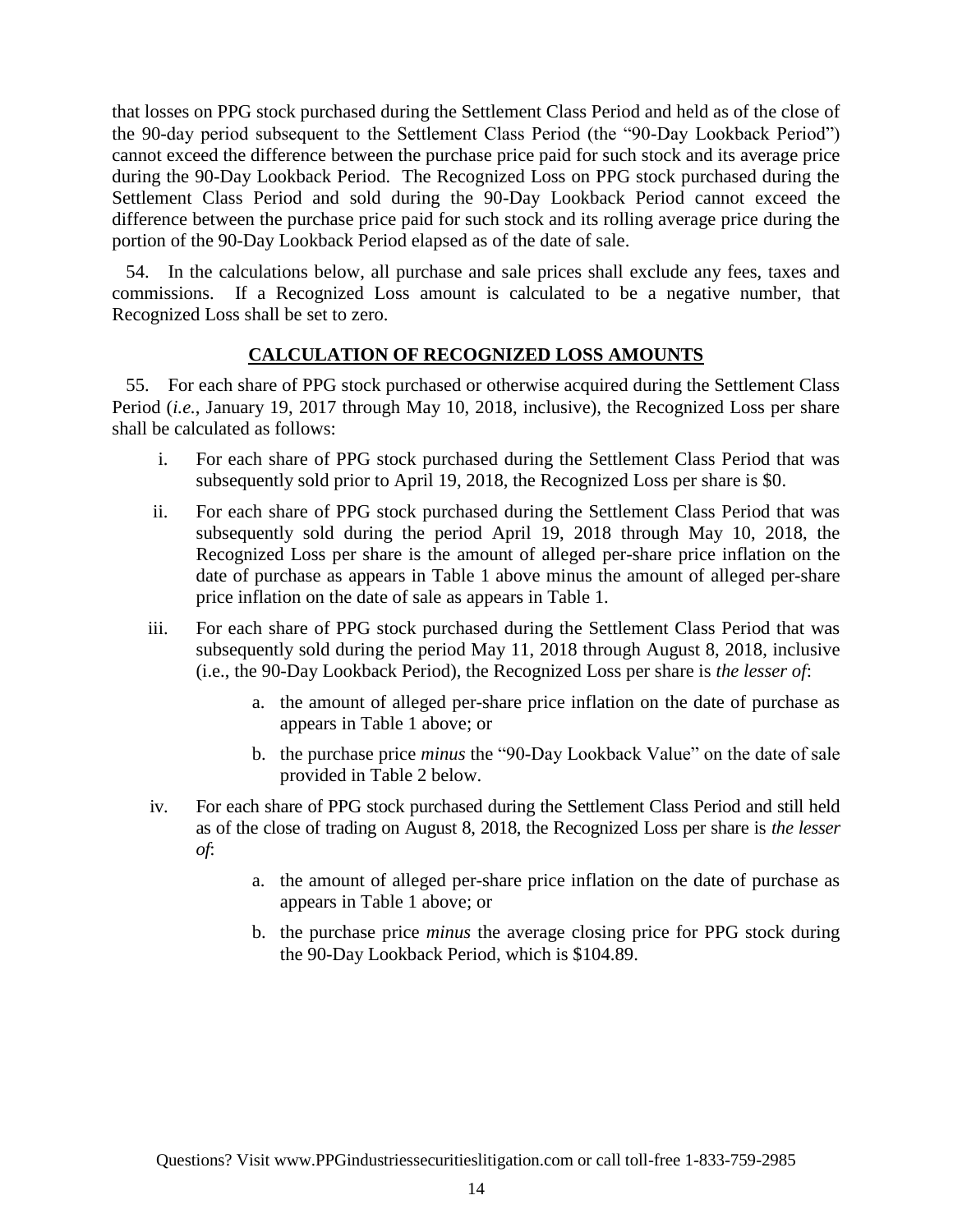that losses on PPG stock purchased during the Settlement Class Period and held as of the close of the 90-day period subsequent to the Settlement Class Period (the "90-Day Lookback Period") cannot exceed the difference between the purchase price paid for such stock and its average price during the 90-Day Lookback Period. The Recognized Loss on PPG stock purchased during the Settlement Class Period and sold during the 90-Day Lookback Period cannot exceed the difference between the purchase price paid for such stock and its rolling average price during the portion of the 90-Day Lookback Period elapsed as of the date of sale.

54. In the calculations below, all purchase and sale prices shall exclude any fees, taxes and commissions. If a Recognized Loss amount is calculated to be a negative number, that Recognized Loss shall be set to zero.

## CALCULATION OF RECOGNIZED LOSS AMOUNTS

55. For each share of PPG stock purchased or otherwise acquired during the Settlement Class Period (*i.e.*, January 19, 2017 through May 10, 2018, inclusive), the Recognized Loss per share shall be calculated as follows:

i. For each share of PPG stock purchased during the Settlement Class Period that was subsequently sold prior to April 19, 2018, the Recognized Loss per share is $0.

ii. For each share of PPG stock purchased during the Settlement Class Period that was subsequently sold during the period April 19, 2018 through May 10, 2018, the Recognized Loss per share is the amount of alleged per-share price inflation on the date of purchase as appears in Table 1 above minus the amount of alleged per-share price inflation on the date of sale as appears in Table 1.

iii. For each share of PPG stock purchased during the Settlement Class Period that was subsequently sold during the period May 11, 2018 through August 8, 2018, inclusive (i.e., the 90-Day Lookback Period), the Recognized Loss per share is *the lesser of*:

   a. the amount of alleged per-share price inflation on the date of purchase as appears in Table 1 above; or

   b. the purchase price *minus* the "90-Day Lookback Value" on the date of sale provided in Table 2 below.

iv. For each share of PPG stock purchased during the Settlement Class Period and still held as of the close of trading on August 8, 2018, the Recognized Loss per share is *the lesser of*:

   a. the amount of alleged per-share price inflation on the date of purchase as appears in Table 1 above; or

   b. the purchase price *minus* the average closing price for PPG stock during the 90-Day Lookback Period, which is $104.89.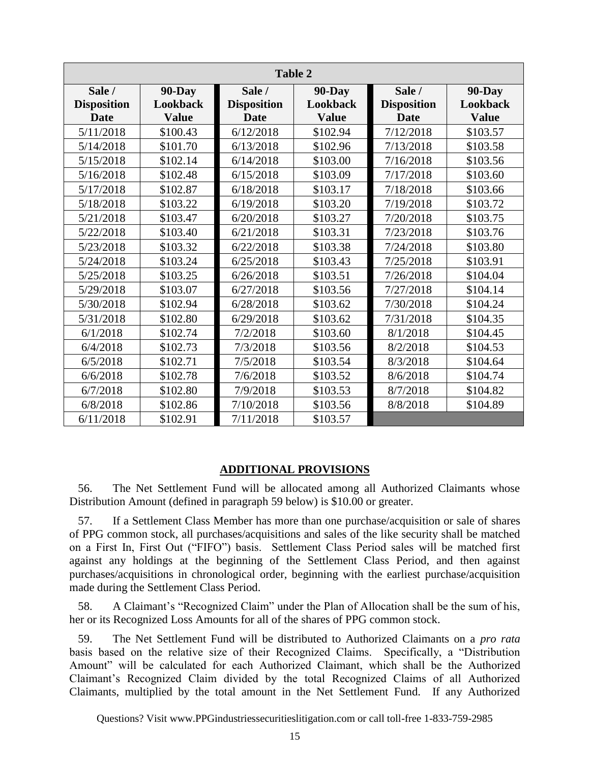| Table 2 | | | | | |
|---|---|---|---|---|---|
| **Sale / Disposition Date** | **90-Day Lookback Value** | **Sale / Disposition Date** | **90-Day Lookback Value** | **Sale / Disposition Date** | **90-Day Lookback Value** |
| 5/11/2018 | $100.43 | 6/12/2018 | $102.94 | 7/12/2018 | $103.57 |
| 5/14/2018 | $101.70 | 6/13/2018 | $102.96 | 7/13/2018 | $103.58 |
| 5/15/2018 | $102.14 | 6/14/2018 | $103.00 | 7/16/2018 | $103.56 |
| 5/16/2018 | $102.48 | 6/15/2018 | $103.09 | 7/17/2018 | $103.60 |
| 5/17/2018 | $102.87 | 6/18/2018 | $103.17 | 7/18/2018 | $103.66 |
| 5/18/2018 | $103.22 | 6/19/2018 | $103.20 | 7/19/2018 | $103.72 |
| 5/21/2018 | $103.47 | 6/20/2018 | $103.27 | 7/20/2018 | $103.75 |
| 5/22/2018 | $103.40 | 6/21/2018 | $103.31 | 7/23/2018 | $103.76 |
| 5/23/2018 | $103.32 | 6/22/2018 | $103.38 | 7/24/2018 | $103.80 |
| 5/24/2018 | $103.24 | 6/25/2018 | $103.43 | 7/25/2018 | $103.91 |
| 5/25/2018 | $103.25 | 6/26/2018 | $103.51 | 7/26/2018 | $104.04 |
| 5/29/2018 | $103.07 | 6/27/2018 | $103.56 | 7/27/2018 | $104.14 |
| 5/30/2018 | $102.94 | 6/28/2018 | $103.62 | 7/30/2018 | $104.24 |
| 5/31/2018 | $102.80 | 6/29/2018 | $103.62 | 7/31/2018 | $104.35 |
| 6/1/2018 | $102.74 | 7/2/2018 | $103.60 | 8/1/2018 | $104.45 |
| 6/4/2018 | $102.73 | 7/3/2018 | $103.56 | 8/2/2018 | $104.53 |
| 6/5/2018 | $102.71 | 7/5/2018 | $103.54 | 8/3/2018 | $104.64 |
| 6/6/2018 | $102.78 | 7/6/2018 | $103.52 | 8/6/2018 | $104.74 |
| 6/7/2018 | $102.80 | 7/9/2018 | $103.53 | 8/7/2018 | $104.82 |
| 6/8/2018 | $102.86 | 7/10/2018 | $103.56 | 8/8/2018 | $104.89 |
| 6/11/2018 | $102.91 | 7/11/2018 | $103.57 | | |

## ADDITIONAL PROVISIONS

56. The Net Settlement Fund will be allocated among all Authorized Claimants whose Distribution Amount (defined in paragraph 59 below) is $10.00 or greater.

57. If a Settlement Class Member has more than one purchase/acquisition or sale of shares of PPG common stock, all purchases/acquisitions and sales of the like security shall be matched on a First In, First Out ("FIFO") basis. Settlement Class Period sales will be matched first against any holdings at the beginning of the Settlement Class Period, and then against purchases/acquisitions in chronological order, beginning with the earliest purchase/acquisition made during the Settlement Class Period.

58. A Claimant's "Recognized Claim" under the Plan of Allocation shall be the sum of his, her or its Recognized Loss Amounts for all of the shares of PPG common stock.

59. The Net Settlement Fund will be distributed to Authorized Claimants on a *pro rata* basis based on the relative size of their Recognized Claims. Specifically, a "Distribution Amount" will be calculated for each Authorized Claimant, which shall be the Authorized Claimant's Recognized Claim divided by the total Recognized Claims of all Authorized Claimants, multiplied by the total amount in the Net Settlement Fund. If any Authorized

Questions? Visit www.PPGindustriessecuritieslitigation.com or call toll-free 1-833-759-2985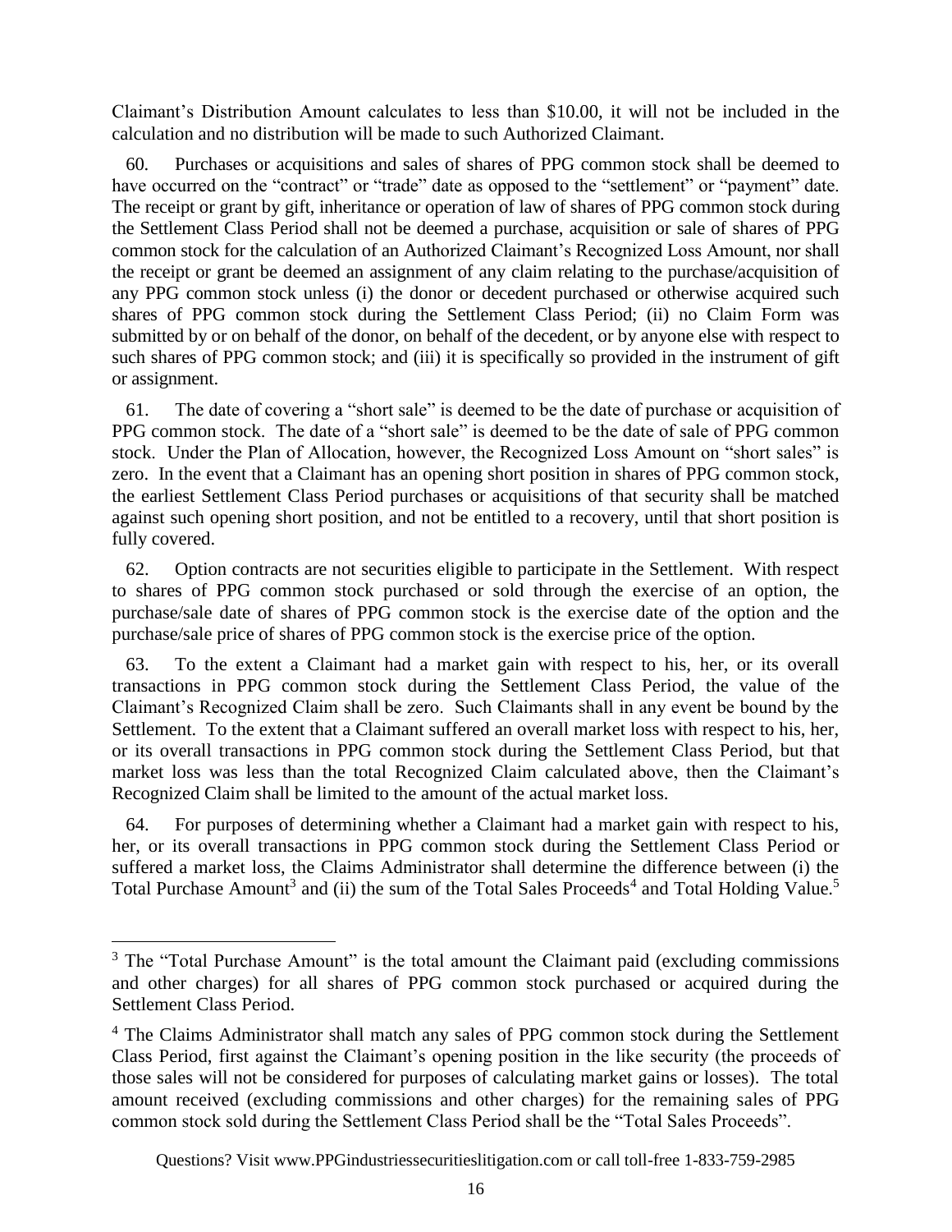Claimant's Distribution Amount calculates to less than $10.00, it will not be included in the calculation and no distribution will be made to such Authorized Claimant.

60. Purchases or acquisitions and sales of shares of PPG common stock shall be deemed to have occurred on the "contract" or "trade" date as opposed to the "settlement" or "payment" date. The receipt or grant by gift, inheritance or operation of law of shares of PPG common stock during the Settlement Class Period shall not be deemed a purchase, acquisition or sale of shares of PPG common stock for the calculation of an Authorized Claimant's Recognized Loss Amount, nor shall the receipt or grant be deemed an assignment of any claim relating to the purchase/acquisition of any PPG common stock unless (i) the donor or decedent purchased or otherwise acquired such shares of PPG common stock during the Settlement Class Period; (ii) no Claim Form was submitted by or on behalf of the donor, on behalf of the decedent, or by anyone else with respect to such shares of PPG common stock; and (iii) it is specifically so provided in the instrument of gift or assignment.

61. The date of covering a "short sale" is deemed to be the date of purchase or acquisition of PPG common stock. The date of a "short sale" is deemed to be the date of sale of PPG common stock. Under the Plan of Allocation, however, the Recognized Loss Amount on "short sales" is zero. In the event that a Claimant has an opening short position in shares of PPG common stock, the earliest Settlement Class Period purchases or acquisitions of that security shall be matched against such opening short position, and not be entitled to a recovery, until that short position is fully covered.

62. Option contracts are not securities eligible to participate in the Settlement. With respect to shares of PPG common stock purchased or sold through the exercise of an option, the purchase/sale date of shares of PPG common stock is the exercise date of the option and the purchase/sale price of shares of PPG common stock is the exercise price of the option.

63. To the extent a Claimant had a market gain with respect to his, her, or its overall transactions in PPG common stock during the Settlement Class Period, the value of the Claimant's Recognized Claim shall be zero. Such Claimants shall in any event be bound by the Settlement. To the extent that a Claimant suffered an overall market loss with respect to his, her, or its overall transactions in PPG common stock during the Settlement Class Period, but that market loss was less than the total Recognized Claim calculated above, then the Claimant's Recognized Claim shall be limited to the amount of the actual market loss.

64. For purposes of determining whether a Claimant had a market gain with respect to his, her, or its overall transactions in PPG common stock during the Settlement Class Period or suffered a market loss, the Claims Administrator shall determine the difference between (i) the Total Purchase Amount[3] and (ii) the sum of the Total Sales Proceeds[4] and Total Holding Value.[5]

---

[3] The "Total Purchase Amount" is the total amount the Claimant paid (excluding commissions and other charges) for all shares of PPG common stock purchased or acquired during the Settlement Class Period.

[4] The Claims Administrator shall match any sales of PPG common stock during the Settlement Class Period, first against the Claimant's opening position in the like security (the proceeds of those sales will not be considered for purposes of calculating market gains or losses). The total amount received (excluding commissions and other charges) for the remaining sales of PPG common stock sold during the Settlement Class Period shall be the "Total Sales Proceeds".

Questions? Visit www.PPGindustriessecuritieslitigation.com or call toll-free 1-833-759-2985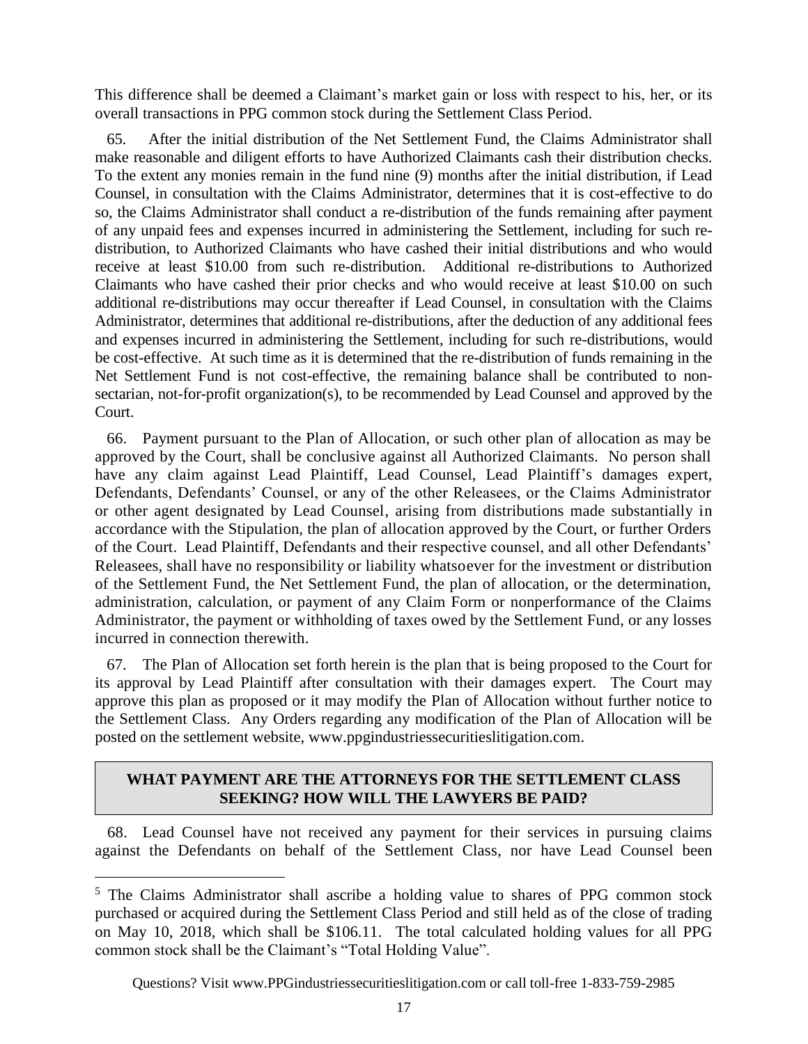This difference shall be deemed a Claimant's market gain or loss with respect to his, her, or its overall transactions in PPG common stock during the Settlement Class Period.

65. After the initial distribution of the Net Settlement Fund, the Claims Administrator shall make reasonable and diligent efforts to have Authorized Claimants cash their distribution checks. To the extent any monies remain in the fund nine (9) months after the initial distribution, if Lead Counsel, in consultation with the Claims Administrator, determines that it is cost-effective to do so, the Claims Administrator shall conduct a re-distribution of the funds remaining after payment of any unpaid fees and expenses incurred in administering the Settlement, including for such re-distribution, to Authorized Claimants who have cashed their initial distributions and who would receive at least $10.00 from such re-distribution. Additional re-distributions to Authorized Claimants who have cashed their prior checks and who would receive at least $10.00 on such additional re-distributions may occur thereafter if Lead Counsel, in consultation with the Claims Administrator, determines that additional re-distributions, after the deduction of any additional fees and expenses incurred in administering the Settlement, including for such re-distributions, would be cost-effective. At such time as it is determined that the re-distribution of funds remaining in the Net Settlement Fund is not cost-effective, the remaining balance shall be contributed to non-sectarian, not-for-profit organization(s), to be recommended by Lead Counsel and approved by the Court.

66. Payment pursuant to the Plan of Allocation, or such other plan of allocation as may be approved by the Court, shall be conclusive against all Authorized Claimants. No person shall have any claim against Lead Plaintiff, Lead Counsel, Lead Plaintiff's damages expert, Defendants, Defendants' Counsel, or any of the other Releasees, or the Claims Administrator or other agent designated by Lead Counsel, arising from distributions made substantially in accordance with the Stipulation, the plan of allocation approved by the Court, or further Orders of the Court. Lead Plaintiff, Defendants and their respective counsel, and all other Defendants' Releasees, shall have no responsibility or liability whatsoever for the investment or distribution of the Settlement Fund, the Net Settlement Fund, the plan of allocation, or the determination, administration, calculation, or payment of any Claim Form or nonperformance of the Claims Administrator, the payment or withholding of taxes owed by the Settlement Fund, or any losses incurred in connection therewith.

67. The Plan of Allocation set forth herein is the plan that is being proposed to the Court for its approval by Lead Plaintiff after consultation with their damages expert. The Court may approve this plan as proposed or it may modify the Plan of Allocation without further notice to the Settlement Class. Any Orders regarding any modification of the Plan of Allocation will be posted on the settlement website, www.ppgindustriessecuritieslitigation.com.

## WHAT PAYMENT ARE THE ATTORNEYS FOR THE SETTLEMENT CLASS SEEKING? HOW WILL THE LAWYERS BE PAID?

68. Lead Counsel have not received any payment for their services in pursuing claims against the Defendants on behalf of the Settlement Class, nor have Lead Counsel been

---

[5] The Claims Administrator shall ascribe a holding value to shares of PPG common stock purchased or acquired during the Settlement Class Period and still held as of the close of trading on May 10, 2018, which shall be $106.11. The total calculated holding values for all PPG common stock shall be the Claimant's "Total Holding Value".

Questions? Visit www.PPGindustriessecuritieslitigation.com or call toll-free 1-833-759-2985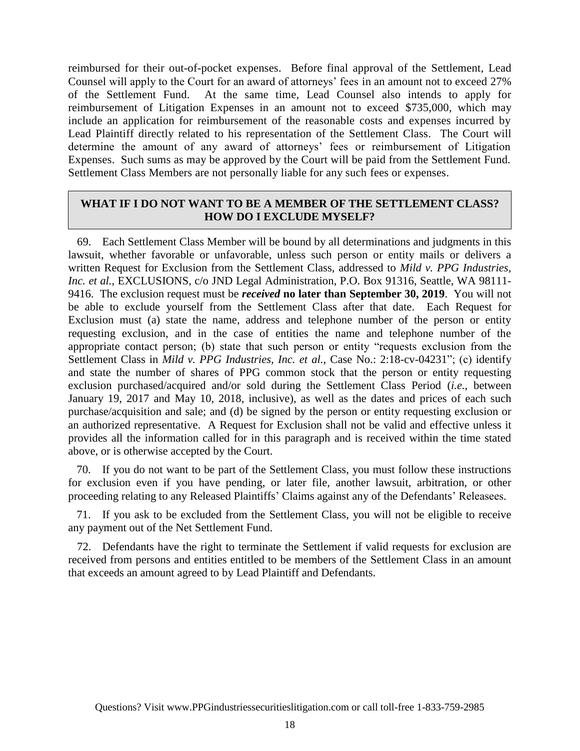reimbursed for their out-of-pocket expenses. Before final approval of the Settlement, Lead Counsel will apply to the Court for an award of attorneys' fees in an amount not to exceed 27% of the Settlement Fund. At the same time, Lead Counsel also intends to apply for reimbursement of Litigation Expenses in an amount not to exceed $735,000, which may include an application for reimbursement of the reasonable costs and expenses incurred by Lead Plaintiff directly related to his representation of the Settlement Class. The Court will determine the amount of any award of attorneys' fees or reimbursement of Litigation Expenses. Such sums as may be approved by the Court will be paid from the Settlement Fund. Settlement Class Members are not personally liable for any such fees or expenses.

## WHAT IF I DO NOT WANT TO BE A MEMBER OF THE SETTLEMENT CLASS? HOW DO I EXCLUDE MYSELF?

69. Each Settlement Class Member will be bound by all determinations and judgments in this lawsuit, whether favorable or unfavorable, unless such person or entity mails or delivers a written Request for Exclusion from the Settlement Class, addressed to *Mild v. PPG Industries, Inc. et al.*, EXCLUSIONS, c/o JND Legal Administration, P.O. Box 91316, Seattle, WA 98111-9416. The exclusion request must be ***received*** **no later than September 30, 2019**. You will not be able to exclude yourself from the Settlement Class after that date. Each Request for Exclusion must (a) state the name, address and telephone number of the person or entity requesting exclusion, and in the case of entities the name and telephone number of the appropriate contact person; (b) state that such person or entity "requests exclusion from the Settlement Class in *Mild v. PPG Industries, Inc. et al.*, Case No.: 2:18-cv-04231"; (c) identify and state the number of shares of PPG common stock that the person or entity requesting exclusion purchased/acquired and/or sold during the Settlement Class Period (*i.e.*, between January 19, 2017 and May 10, 2018, inclusive), as well as the dates and prices of each such purchase/acquisition and sale; and (d) be signed by the person or entity requesting exclusion or an authorized representative. A Request for Exclusion shall not be valid and effective unless it provides all the information called for in this paragraph and is received within the time stated above, or is otherwise accepted by the Court.

70. If you do not want to be part of the Settlement Class, you must follow these instructions for exclusion even if you have pending, or later file, another lawsuit, arbitration, or other proceeding relating to any Released Plaintiffs' Claims against any of the Defendants' Releasees.

71. If you ask to be excluded from the Settlement Class, you will not be eligible to receive any payment out of the Net Settlement Fund.

72. Defendants have the right to terminate the Settlement if valid requests for exclusion are received from persons and entities entitled to be members of the Settlement Class in an amount that exceeds an amount agreed to by Lead Plaintiff and Defendants.

Questions? Visit www.PPGindustriessecuritieslitigation.com or call toll-free 1-833-759-2985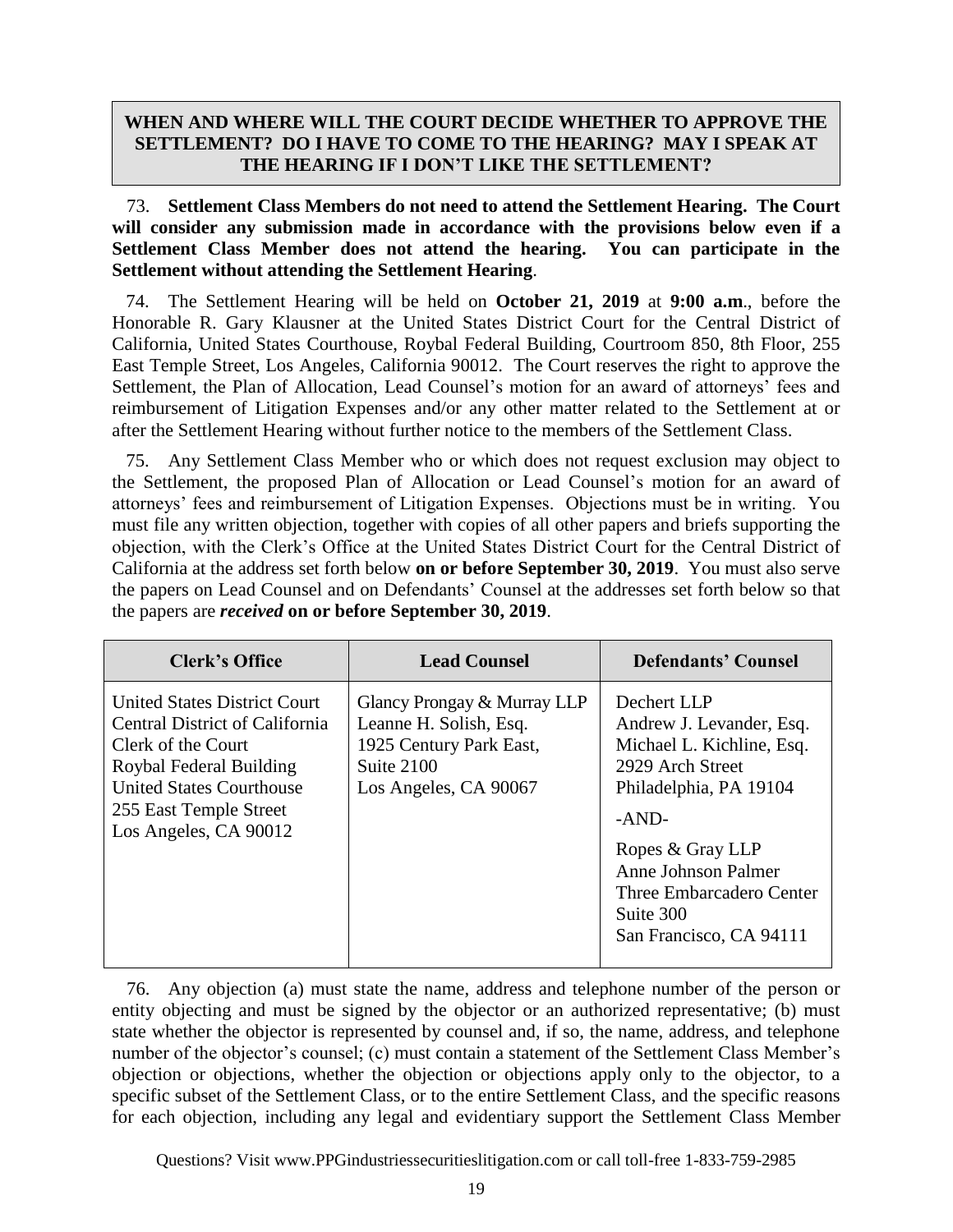## WHEN AND WHERE WILL THE COURT DECIDE WHETHER TO APPROVE THE SETTLEMENT? DO I HAVE TO COME TO THE HEARING? MAY I SPEAK AT THE HEARING IF I DON'T LIKE THE SETTLEMENT?

73. **Settlement Class Members do not need to attend the Settlement Hearing. The Court will consider any submission made in accordance with the provisions below even if a Settlement Class Member does not attend the hearing. You can participate in the Settlement without attending the Settlement Hearing**.

74. The Settlement Hearing will be held on **October 21, 2019** at **9:00 a.m**., before the Honorable R. Gary Klausner at the United States District Court for the Central District of California, United States Courthouse, Roybal Federal Building, Courtroom 850, 8th Floor, 255 East Temple Street, Los Angeles, California 90012. The Court reserves the right to approve the Settlement, the Plan of Allocation, Lead Counsel's motion for an award of attorneys' fees and reimbursement of Litigation Expenses and/or any other matter related to the Settlement at or after the Settlement Hearing without further notice to the members of the Settlement Class.

75. Any Settlement Class Member who or which does not request exclusion may object to the Settlement, the proposed Plan of Allocation or Lead Counsel's motion for an award of attorneys' fees and reimbursement of Litigation Expenses. Objections must be in writing. You must file any written objection, together with copies of all other papers and briefs supporting the objection, with the Clerk's Office at the United States District Court for the Central District of California at the address set forth below **on or before September 30, 2019**. You must also serve the papers on Lead Counsel and on Defendants' Counsel at the addresses set forth below so that the papers are ***received*** **on or before September 30, 2019**.

| Clerk's Office | Lead Counsel | Defendants' Counsel |
|---|---|---|
| United States District Court<br>Central District of California<br>Clerk of the Court<br>Roybal Federal Building<br>United States Courthouse<br>255 East Temple Street<br>Los Angeles, CA 90012 | Glancy Prongay & Murray LLP<br>Leanne H. Solish, Esq.<br>1925 Century Park East,<br>Suite 2100<br>Los Angeles, CA 90067 | Dechert LLP<br>Andrew J. Levander, Esq.<br>Michael L. Kichline, Esq.<br>2929 Arch Street<br>Philadelphia, PA 19104<br>-AND-<br>Ropes & Gray LLP<br>Anne Johnson Palmer<br>Three Embarcadero Center<br>Suite 300<br>San Francisco, CA 94111 |

76. Any objection (a) must state the name, address and telephone number of the person or entity objecting and must be signed by the objector or an authorized representative; (b) must state whether the objector is represented by counsel and, if so, the name, address, and telephone number of the objector's counsel; (c) must contain a statement of the Settlement Class Member's objection or objections, whether the objection or objections apply only to the objector, to a specific subset of the Settlement Class, or to the entire Settlement Class, and the specific reasons for each objection, including any legal and evidentiary support the Settlement Class Member

Questions? Visit www.PPGindustriessecuritieslitigation.com or call toll-free 1-833-759-2985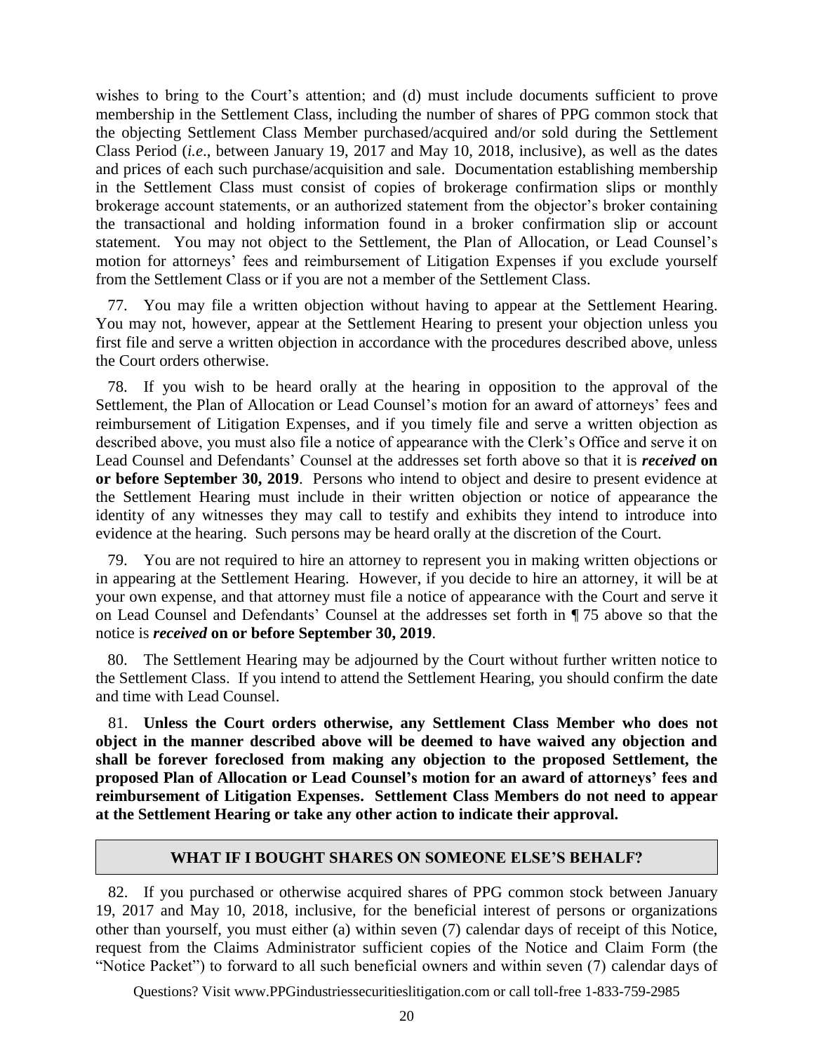wishes to bring to the Court's attention; and (d) must include documents sufficient to prove membership in the Settlement Class, including the number of shares of PPG common stock that the objecting Settlement Class Member purchased/acquired and/or sold during the Settlement Class Period (*i.e*., between January 19, 2017 and May 10, 2018, inclusive), as well as the dates and prices of each such purchase/acquisition and sale. Documentation establishing membership in the Settlement Class must consist of copies of brokerage confirmation slips or monthly brokerage account statements, or an authorized statement from the objector's broker containing the transactional and holding information found in a broker confirmation slip or account statement. You may not object to the Settlement, the Plan of Allocation, or Lead Counsel's motion for attorneys' fees and reimbursement of Litigation Expenses if you exclude yourself from the Settlement Class or if you are not a member of the Settlement Class.

77. You may file a written objection without having to appear at the Settlement Hearing. You may not, however, appear at the Settlement Hearing to present your objection unless you first file and serve a written objection in accordance with the procedures described above, unless the Court orders otherwise.

78. If you wish to be heard orally at the hearing in opposition to the approval of the Settlement, the Plan of Allocation or Lead Counsel's motion for an award of attorneys' fees and reimbursement of Litigation Expenses, and if you timely file and serve a written objection as described above, you must also file a notice of appearance with the Clerk's Office and serve it on Lead Counsel and Defendants' Counsel at the addresses set forth above so that it is ***received*** **on or before September 30, 2019**. Persons who intend to object and desire to present evidence at the Settlement Hearing must include in their written objection or notice of appearance the identity of any witnesses they may call to testify and exhibits they intend to introduce into evidence at the hearing. Such persons may be heard orally at the discretion of the Court.

79. You are not required to hire an attorney to represent you in making written objections or in appearing at the Settlement Hearing. However, if you decide to hire an attorney, it will be at your own expense, and that attorney must file a notice of appearance with the Court and serve it on Lead Counsel and Defendants' Counsel at the addresses set forth in ¶ 75 above so that the notice is ***received*** **on or before September 30, 2019**.

80. The Settlement Hearing may be adjourned by the Court without further written notice to the Settlement Class. If you intend to attend the Settlement Hearing, you should confirm the date and time with Lead Counsel.

81. **Unless the Court orders otherwise, any Settlement Class Member who does not object in the manner described above will be deemed to have waived any objection and shall be forever foreclosed from making any objection to the proposed Settlement, the proposed Plan of Allocation or Lead Counsel's motion for an award of attorneys' fees and reimbursement of Litigation Expenses. Settlement Class Members do not need to appear at the Settlement Hearing or take any other action to indicate their approval.**

## WHAT IF I BOUGHT SHARES ON SOMEONE ELSE'S BEHALF?

82. If you purchased or otherwise acquired shares of PPG common stock between January 19, 2017 and May 10, 2018, inclusive, for the beneficial interest of persons or organizations other than yourself, you must either (a) within seven (7) calendar days of receipt of this Notice, request from the Claims Administrator sufficient copies of the Notice and Claim Form (the "Notice Packet") to forward to all such beneficial owners and within seven (7) calendar days of

Questions? Visit www.PPGindustriessecuritieslitigation.com or call toll-free 1-833-759-2985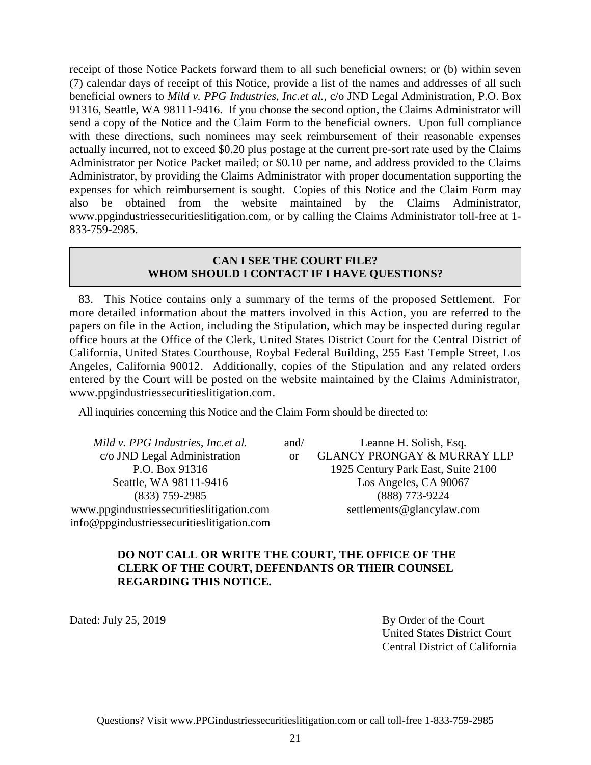receipt of those Notice Packets forward them to all such beneficial owners; or (b) within seven (7) calendar days of receipt of this Notice, provide a list of the names and addresses of all such beneficial owners to *Mild v. PPG Industries, Inc.et al.*, c/o JND Legal Administration, P.O. Box 91316, Seattle, WA 98111-9416. If you choose the second option, the Claims Administrator will send a copy of the Notice and the Claim Form to the beneficial owners. Upon full compliance with these directions, such nominees may seek reimbursement of their reasonable expenses actually incurred, not to exceed $0.20 plus postage at the current pre-sort rate used by the Claims Administrator per Notice Packet mailed; or $0.10 per name, and address provided to the Claims Administrator, by providing the Claims Administrator with proper documentation supporting the expenses for which reimbursement is sought. Copies of this Notice and the Claim Form may also be obtained from the website maintained by the Claims Administrator, www.ppgindustriessecuritieslitigation.com, or by calling the Claims Administrator toll-free at 1-833-759-2985.

## CAN I SEE THE COURT FILE? WHOM SHOULD I CONTACT IF I HAVE QUESTIONS?

83. This Notice contains only a summary of the terms of the proposed Settlement. For more detailed information about the matters involved in this Action, you are referred to the papers on file in the Action, including the Stipulation, which may be inspected during regular office hours at the Office of the Clerk, United States District Court for the Central District of California, United States Courthouse, Roybal Federal Building, 255 East Temple Street, Los Angeles, California 90012. Additionally, copies of the Stipulation and any related orders entered by the Court will be posted on the website maintained by the Claims Administrator, www.ppgindustriessecuritieslitigation.com.

All inquiries concerning this Notice and the Claim Form should be directed to:

*Mild v. PPG Industries, Inc.et al.*
c/o JND Legal Administration
P.O. Box 91316
Seattle, WA 98111-9416
(833) 759-2985
www.ppgindustriessecuritieslitigation.com
info@ppgindustriessecuritieslitigation.com

and/or

Leanne H. Solish, Esq.
GLANCY PRONGAY & MURRAY LLP
1925 Century Park East, Suite 2100
Los Angeles, CA 90067
(888) 773-9224
settlements@glancylaw.com

**DO NOT CALL OR WRITE THE COURT, THE OFFICE OF THE CLERK OF THE COURT, DEFENDANTS OR THEIR COUNSEL REGARDING THIS NOTICE.**

Dated: July 25, 2019

By Order of the Court
United States District Court
Central District of California